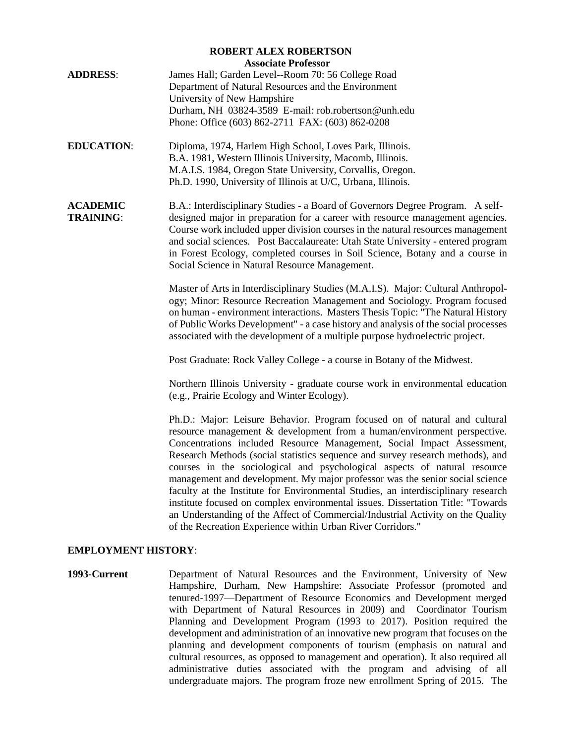# ROBERT ALEX ROBERTSON

**Associate Professor**

**ADDRESS**: James Hall; Garden Level--Room 70: 56 College Road
Department of Natural Resources and the Environment
University of New Hampshire
Durham, NH 03824-3589 E-mail: rob.robertson@unh.edu
Phone: Office (603) 862-2711 FAX: (603) 862-0208

**EDUCATION**: Diploma, 1974, Harlem High School, Loves Park, Illinois.
B.A. 1981, Western Illinois University, Macomb, Illinois.
M.A.I.S. 1984, Oregon State University, Corvallis, Oregon.
Ph.D. 1990, University of Illinois at U/C, Urbana, Illinois.

**ACADEMIC TRAINING**: B.A.: Interdisciplinary Studies - a Board of Governors Degree Program. A self-designed major in preparation for a career with resource management agencies. Course work included upper division courses in the natural resources management and social sciences. Post Baccalaureate: Utah State University - entered program in Forest Ecology, completed courses in Soil Science, Botany and a course in Social Science in Natural Resource Management.

Master of Arts in Interdisciplinary Studies (M.A.I.S). Major: Cultural Anthropology; Minor: Resource Recreation Management and Sociology. Program focused on human - environment interactions. Masters Thesis Topic: "The Natural History of Public Works Development" - a case history and analysis of the social processes associated with the development of a multiple purpose hydroelectric project.

Post Graduate: Rock Valley College - a course in Botany of the Midwest.

Northern Illinois University - graduate course work in environmental education (e.g., Prairie Ecology and Winter Ecology).

Ph.D.: Major: Leisure Behavior. Program focused on of natural and cultural resource management & development from a human/environment perspective. Concentrations included Resource Management, Social Impact Assessment, Research Methods (social statistics sequence and survey research methods), and courses in the sociological and psychological aspects of natural resource management and development. My major professor was the senior social science faculty at the Institute for Environmental Studies, an interdisciplinary research institute focused on complex environmental issues. Dissertation Title: "Towards an Understanding of the Affect of Commercial/Industrial Activity on the Quality of the Recreation Experience within Urban River Corridors."

## EMPLOYMENT HISTORY:

**1993-Current** Department of Natural Resources and the Environment, University of New Hampshire, Durham, New Hampshire: Associate Professor (promoted and tenured-1997—Department of Resource Economics and Development merged with Department of Natural Resources in 2009) and Coordinator Tourism Planning and Development Program (1993 to 2017). Position required the development and administration of an innovative new program that focuses on the planning and development components of tourism (emphasis on natural and cultural resources, as opposed to management and operation). It also required all administrative duties associated with the program and advising of all undergraduate majors. The program froze new enrollment Spring of 2015. The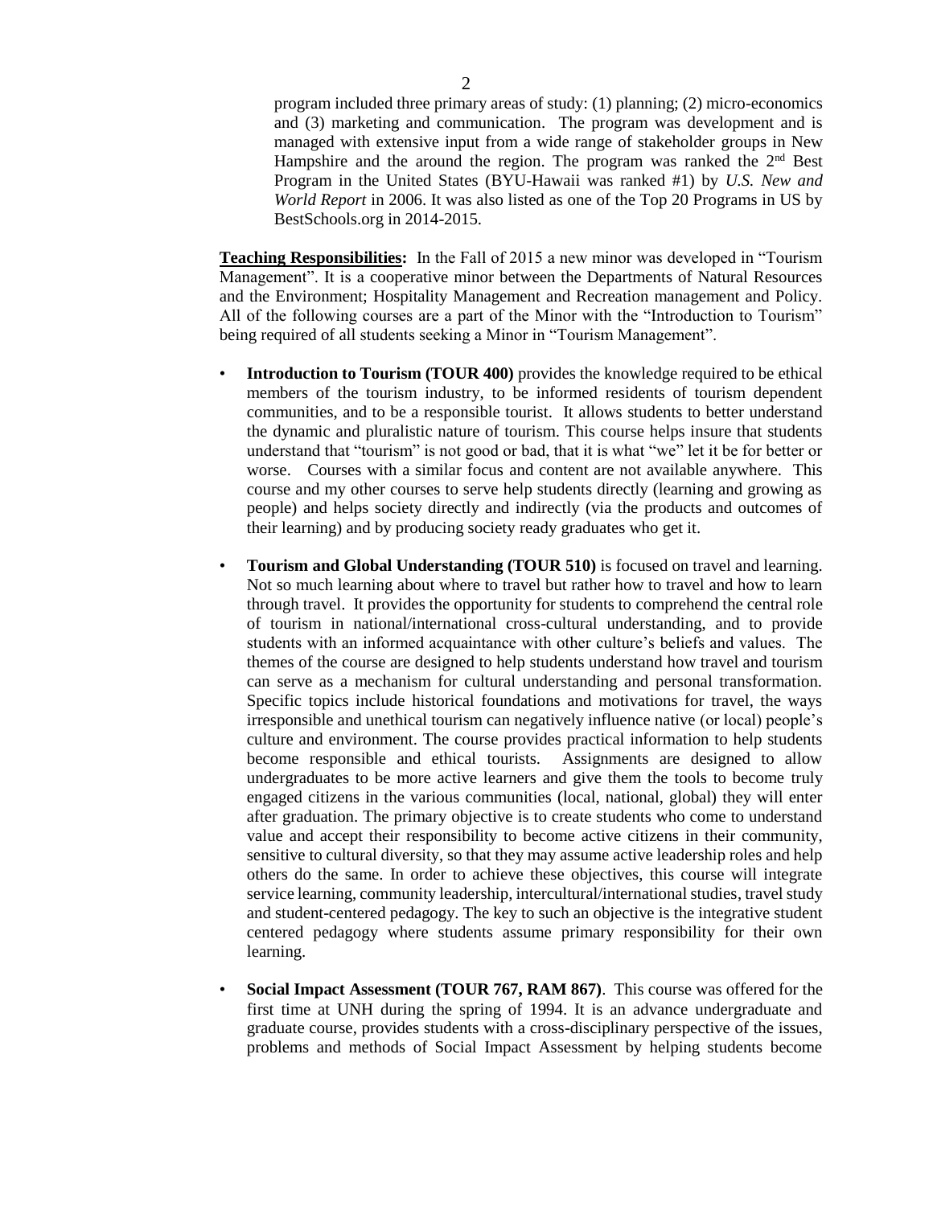program included three primary areas of study: (1) planning; (2) micro-economics and (3) marketing and communication. The program was development and is managed with extensive input from a wide range of stakeholder groups in New Hampshire and the around the region. The program was ranked the 2nd Best Program in the United States (BYU-Hawaii was ranked #1) by *U.S. New and World Report* in 2006. It was also listed as one of the Top 20 Programs in US by BestSchools.org in 2014-2015.

**Teaching Responsibilities:** In the Fall of 2015 a new minor was developed in "Tourism Management". It is a cooperative minor between the Departments of Natural Resources and the Environment; Hospitality Management and Recreation management and Policy. All of the following courses are a part of the Minor with the "Introduction to Tourism" being required of all students seeking a Minor in "Tourism Management".

- **Introduction to Tourism (TOUR 400)** provides the knowledge required to be ethical members of the tourism industry, to be informed residents of tourism dependent communities, and to be a responsible tourist. It allows students to better understand the dynamic and pluralistic nature of tourism. This course helps insure that students understand that "tourism" is not good or bad, that it is what "we" let it be for better or worse. Courses with a similar focus and content are not available anywhere. This course and my other courses to serve help students directly (learning and growing as people) and helps society directly and indirectly (via the products and outcomes of their learning) and by producing society ready graduates who get it.

- **Tourism and Global Understanding (TOUR 510)** is focused on travel and learning. Not so much learning about where to travel but rather how to travel and how to learn through travel. It provides the opportunity for students to comprehend the central role of tourism in national/international cross-cultural understanding, and to provide students with an informed acquaintance with other culture's beliefs and values. The themes of the course are designed to help students understand how travel and tourism can serve as a mechanism for cultural understanding and personal transformation. Specific topics include historical foundations and motivations for travel, the ways irresponsible and unethical tourism can negatively influence native (or local) people's culture and environment. The course provides practical information to help students become responsible and ethical tourists. Assignments are designed to allow undergraduates to be more active learners and give them the tools to become truly engaged citizens in the various communities (local, national, global) they will enter after graduation. The primary objective is to create students who come to understand value and accept their responsibility to become active citizens in their community, sensitive to cultural diversity, so that they may assume active leadership roles and help others do the same. In order to achieve these objectives, this course will integrate service learning, community leadership, intercultural/international studies, travel study and student-centered pedagogy. The key to such an objective is the integrative student centered pedagogy where students assume primary responsibility for their own learning.

- **Social Impact Assessment (TOUR 767, RAM 867)**. This course was offered for the first time at UNH during the spring of 1994. It is an advance undergraduate and graduate course, provides students with a cross-disciplinary perspective of the issues, problems and methods of Social Impact Assessment by helping students become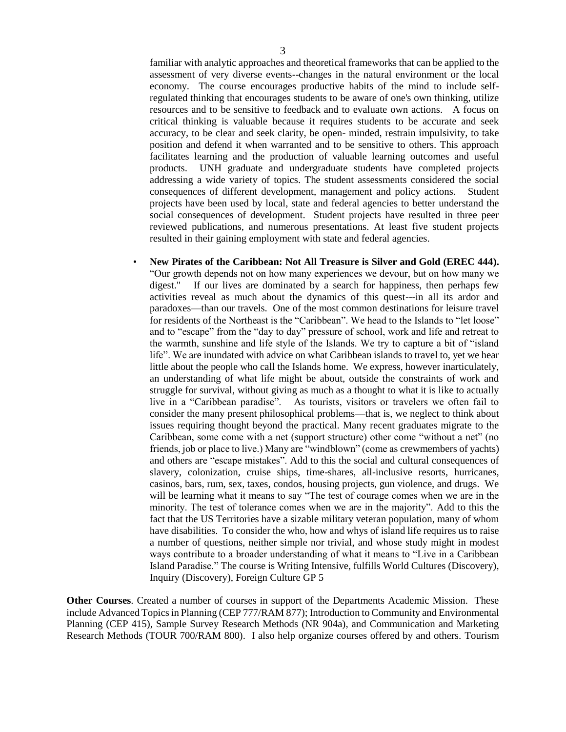familiar with analytic approaches and theoretical frameworks that can be applied to the assessment of very diverse events--changes in the natural environment or the local economy. The course encourages productive habits of the mind to include self-regulated thinking that encourages students to be aware of one's own thinking, utilize resources and to be sensitive to feedback and to evaluate own actions. A focus on critical thinking is valuable because it requires students to be accurate and seek accuracy, to be clear and seek clarity, be open- minded, restrain impulsivity, to take position and defend it when warranted and to be sensitive to others. This approach facilitates learning and the production of valuable learning outcomes and useful products. UNH graduate and undergraduate students have completed projects addressing a wide variety of topics. The student assessments considered the social consequences of different development, management and policy actions. Student projects have been used by local, state and federal agencies to better understand the social consequences of development. Student projects have resulted in three peer reviewed publications, and numerous presentations. At least five student projects resulted in their gaining employment with state and federal agencies.

- **New Pirates of the Caribbean: Not All Treasure is Silver and Gold (EREC 444).** "Our growth depends not on how many experiences we devour, but on how many we digest." If our lives are dominated by a search for happiness, then perhaps few activities reveal as much about the dynamics of this quest---in all its ardor and paradoxes—than our travels. One of the most common destinations for leisure travel for residents of the Northeast is the "Caribbean". We head to the Islands to "let loose" and to "escape" from the "day to day" pressure of school, work and life and retreat to the warmth, sunshine and life style of the Islands. We try to capture a bit of "island life". We are inundated with advice on what Caribbean islands to travel to, yet we hear little about the people who call the Islands home. We express, however inarticulately, an understanding of what life might be about, outside the constraints of work and struggle for survival, without giving as much as a thought to what it is like to actually live in a "Caribbean paradise". As tourists, visitors or travelers we often fail to consider the many present philosophical problems—that is, we neglect to think about issues requiring thought beyond the practical. Many recent graduates migrate to the Caribbean, some come with a net (support structure) other come "without a net" (no friends, job or place to live.) Many are "windblown" (come as crewmembers of yachts) and others are "escape mistakes". Add to this the social and cultural consequences of slavery, colonization, cruise ships, time-shares, all-inclusive resorts, hurricanes, casinos, bars, rum, sex, taxes, condos, housing projects, gun violence, and drugs. We will be learning what it means to say "The test of courage comes when we are in the minority. The test of tolerance comes when we are in the majority". Add to this the fact that the US Territories have a sizable military veteran population, many of whom have disabilities. To consider the who, how and whys of island life requires us to raise a number of questions, neither simple nor trivial, and whose study might in modest ways contribute to a broader understanding of what it means to "Live in a Caribbean Island Paradise." The course is Writing Intensive, fulfills World Cultures (Discovery), Inquiry (Discovery), Foreign Culture GP 5

**Other Courses**. Created a number of courses in support of the Departments Academic Mission. These include Advanced Topics in Planning (CEP 777/RAM 877); Introduction to Community and Environmental Planning (CEP 415), Sample Survey Research Methods (NR 904a), and Communication and Marketing Research Methods (TOUR 700/RAM 800). I also help organize courses offered by and others. Tourism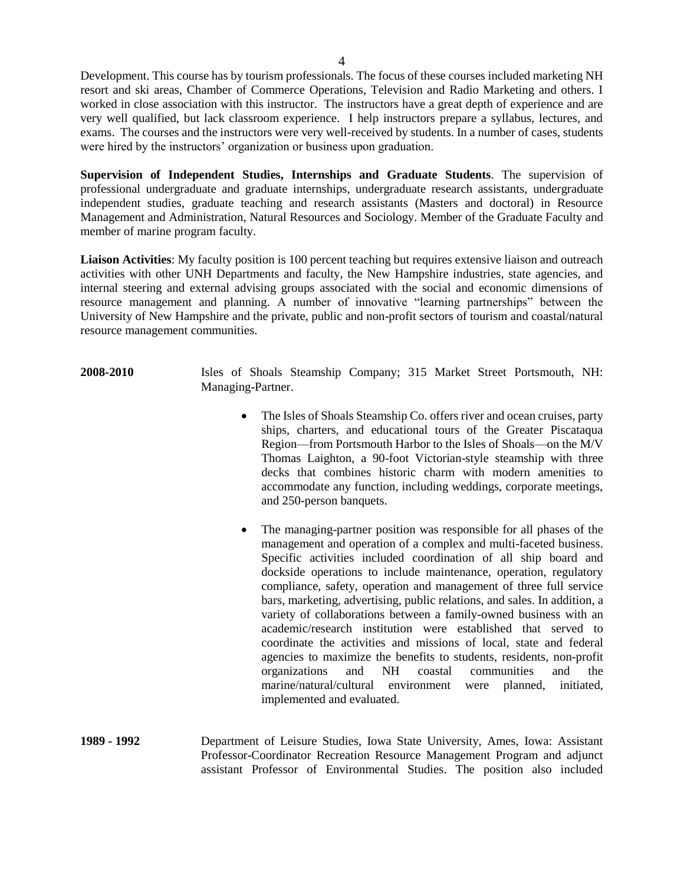Development. This course has by tourism professionals. The focus of these courses included marketing NH resort and ski areas, Chamber of Commerce Operations, Television and Radio Marketing and others. I worked in close association with this instructor. The instructors have a great depth of experience and are very well qualified, but lack classroom experience. I help instructors prepare a syllabus, lectures, and exams. The courses and the instructors were very well-received by students. In a number of cases, students were hired by the instructors' organization or business upon graduation.

**Supervision of Independent Studies, Internships and Graduate Students**. The supervision of professional undergraduate and graduate internships, undergraduate research assistants, undergraduate independent studies, graduate teaching and research assistants (Masters and doctoral) in Resource Management and Administration, Natural Resources and Sociology. Member of the Graduate Faculty and member of marine program faculty.

**Liaison Activities**: My faculty position is 100 percent teaching but requires extensive liaison and outreach activities with other UNH Departments and faculty, the New Hampshire industries, state agencies, and internal steering and external advising groups associated with the social and economic dimensions of resource management and planning. A number of innovative "learning partnerships" between the University of New Hampshire and the private, public and non-profit sectors of tourism and coastal/natural resource management communities.

**2008-2010** Isles of Shoals Steamship Company; 315 Market Street Portsmouth, NH: Managing-Partner.

- The Isles of Shoals Steamship Co. offers river and ocean cruises, party ships, charters, and educational tours of the Greater Piscataqua Region—from Portsmouth Harbor to the Isles of Shoals—on the M/V Thomas Laighton, a 90-foot Victorian-style steamship with three decks that combines historic charm with modern amenities to accommodate any function, including weddings, corporate meetings, and 250-person banquets.

- The managing-partner position was responsible for all phases of the management and operation of a complex and multi-faceted business. Specific activities included coordination of all ship board and dockside operations to include maintenance, operation, regulatory compliance, safety, operation and management of three full service bars, marketing, advertising, public relations, and sales. In addition, a variety of collaborations between a family-owned business with an academic/research institution were established that served to coordinate the activities and missions of local, state and federal agencies to maximize the benefits to students, residents, non-profit organizations and NH coastal communities and the marine/natural/cultural environment were planned, initiated, implemented and evaluated.

**1989 - 1992** Department of Leisure Studies, Iowa State University, Ames, Iowa: Assistant Professor-Coordinator Recreation Resource Management Program and adjunct assistant Professor of Environmental Studies. The position also included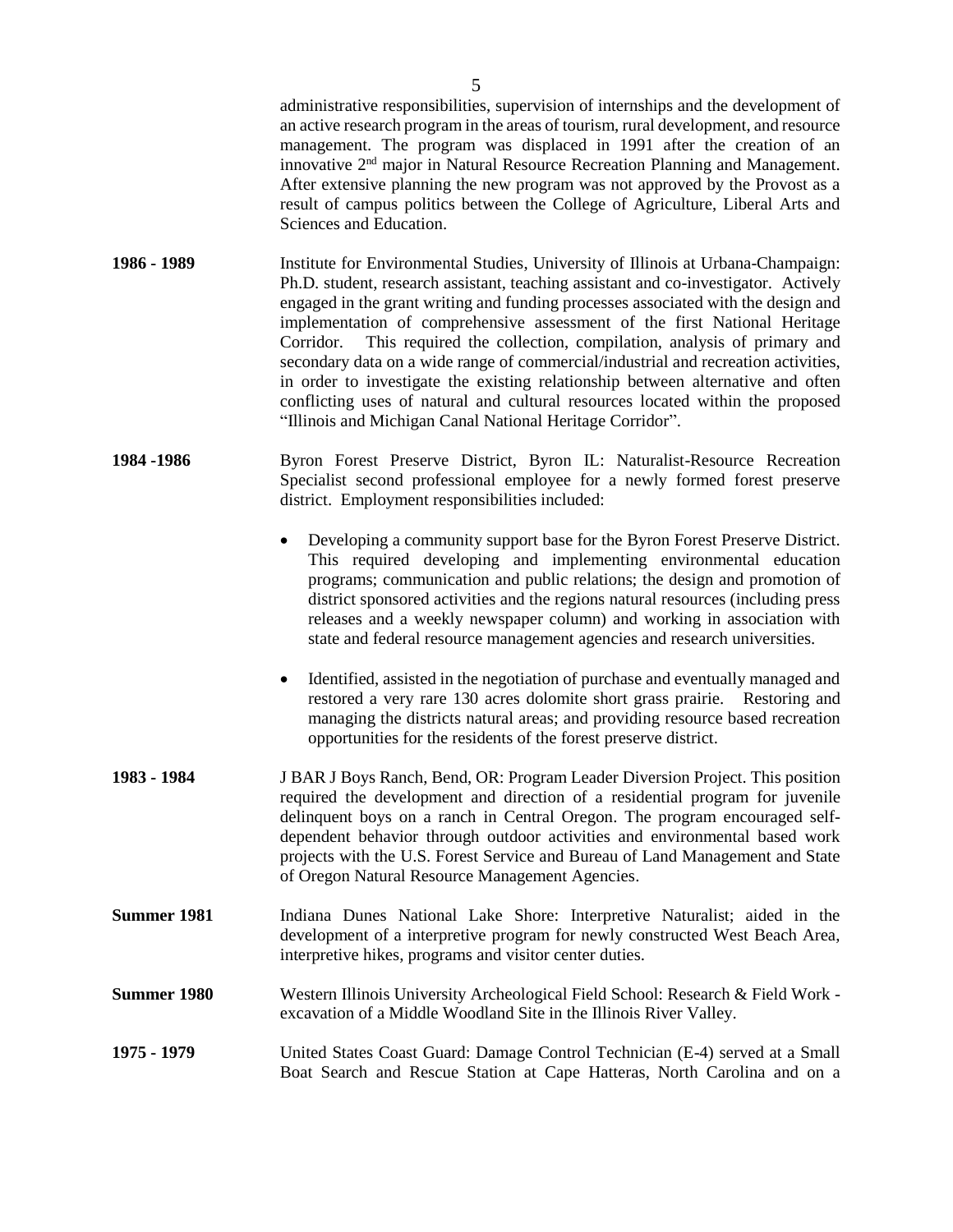administrative responsibilities, supervision of internships and the development of an active research program in the areas of tourism, rural development, and resource management. The program was displaced in 1991 after the creation of an innovative 2nd major in Natural Resource Recreation Planning and Management. After extensive planning the new program was not approved by the Provost as a result of campus politics between the College of Agriculture, Liberal Arts and Sciences and Education.

**1986 - 1989** Institute for Environmental Studies, University of Illinois at Urbana-Champaign: Ph.D. student, research assistant, teaching assistant and co-investigator. Actively engaged in the grant writing and funding processes associated with the design and implementation of comprehensive assessment of the first National Heritage Corridor. This required the collection, compilation, analysis of primary and secondary data on a wide range of commercial/industrial and recreation activities, in order to investigate the existing relationship between alternative and often conflicting uses of natural and cultural resources located within the proposed "Illinois and Michigan Canal National Heritage Corridor".

**1984 -1986** Byron Forest Preserve District, Byron IL: Naturalist-Resource Recreation Specialist second professional employee for a newly formed forest preserve district. Employment responsibilities included:

- Developing a community support base for the Byron Forest Preserve District. This required developing and implementing environmental education programs; communication and public relations; the design and promotion of district sponsored activities and the regions natural resources (including press releases and a weekly newspaper column) and working in association with state and federal resource management agencies and research universities.

- Identified, assisted in the negotiation of purchase and eventually managed and restored a very rare 130 acres dolomite short grass prairie. Restoring and managing the districts natural areas; and providing resource based recreation opportunities for the residents of the forest preserve district.

**1983 - 1984** J BAR J Boys Ranch, Bend, OR: Program Leader Diversion Project. This position required the development and direction of a residential program for juvenile delinquent boys on a ranch in Central Oregon. The program encouraged self-dependent behavior through outdoor activities and environmental based work projects with the U.S. Forest Service and Bureau of Land Management and State of Oregon Natural Resource Management Agencies.

**Summer 1981** Indiana Dunes National Lake Shore: Interpretive Naturalist; aided in the development of a interpretive program for newly constructed West Beach Area, interpretive hikes, programs and visitor center duties.

**Summer 1980** Western Illinois University Archeological Field School: Research & Field Work - excavation of a Middle Woodland Site in the Illinois River Valley.

**1975 - 1979** United States Coast Guard: Damage Control Technician (E-4) served at a Small Boat Search and Rescue Station at Cape Hatteras, North Carolina and on a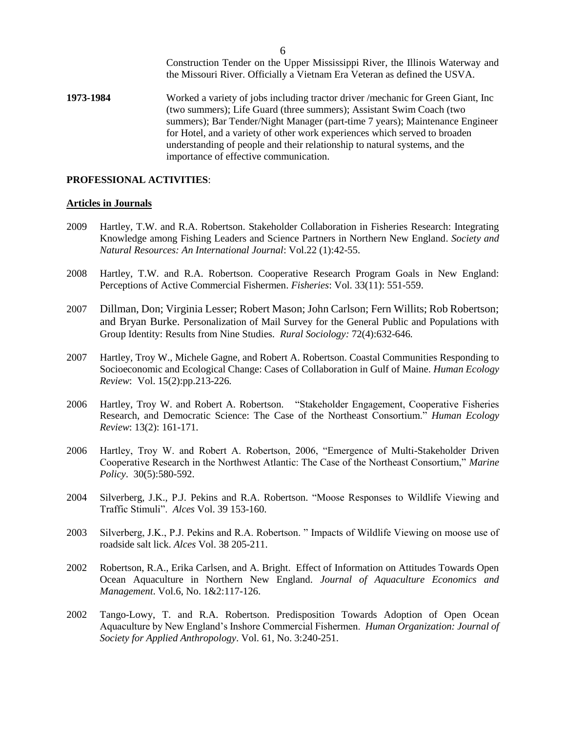Construction Tender on the Upper Mississippi River, the Illinois Waterway and the Missouri River. Officially a Vietnam Era Veteran as defined the USVA.

**1973-1984** Worked a variety of jobs including tractor driver /mechanic for Green Giant, Inc (two summers); Life Guard (three summers); Assistant Swim Coach (two summers); Bar Tender/Night Manager (part-time 7 years); Maintenance Engineer for Hotel, and a variety of other work experiences which served to broaden understanding of people and their relationship to natural systems, and the importance of effective communication.

**PROFESSIONAL ACTIVITIES**:

**Articles in Journals**

2009 Hartley, T.W. and R.A. Robertson. Stakeholder Collaboration in Fisheries Research: Integrating Knowledge among Fishing Leaders and Science Partners in Northern New England. *Society and Natural Resources: An International Journal*: Vol.22 (1):42-55.

2008 Hartley, T.W. and R.A. Robertson. Cooperative Research Program Goals in New England: Perceptions of Active Commercial Fishermen. *Fisheries*: Vol. 33(11): 551-559.

2007 Dillman, Don; Virginia Lesser; Robert Mason; John Carlson; Fern Willits; Rob Robertson; and Bryan Burke. Personalization of Mail Survey for the General Public and Populations with Group Identity: Results from Nine Studies. *Rural Sociology:* 72(4):632-646.

2007 Hartley, Troy W., Michele Gagne, and Robert A. Robertson. Coastal Communities Responding to Socioeconomic and Ecological Change: Cases of Collaboration in Gulf of Maine. *Human Ecology Review*: Vol. 15(2):pp.213-226.

2006 Hartley, Troy W. and Robert A. Robertson. "Stakeholder Engagement, Cooperative Fisheries Research, and Democratic Science: The Case of the Northeast Consortium." *Human Ecology Review*: 13(2): 161-171.

2006 Hartley, Troy W. and Robert A. Robertson, 2006, "Emergence of Multi-Stakeholder Driven Cooperative Research in the Northwest Atlantic: The Case of the Northeast Consortium," *Marine Policy*. 30(5):580-592.

2004 Silverberg, J.K., P.J. Pekins and R.A. Robertson. "Moose Responses to Wildlife Viewing and Traffic Stimuli". *Alces* Vol. 39 153-160.

2003 Silverberg, J.K., P.J. Pekins and R.A. Robertson. " Impacts of Wildlife Viewing on moose use of roadside salt lick. *Alces* Vol. 38 205-211.

2002 Robertson, R.A., Erika Carlsen, and A. Bright. Effect of Information on Attitudes Towards Open Ocean Aquaculture in Northern New England. *Journal of Aquaculture Economics and Management*. Vol.6, No. 1&2:117-126.

2002 Tango-Lowy, T. and R.A. Robertson. Predisposition Towards Adoption of Open Ocean Aquaculture by New England's Inshore Commercial Fishermen. *Human Organization: Journal of Society for Applied Anthropology*. Vol. 61, No. 3:240-251.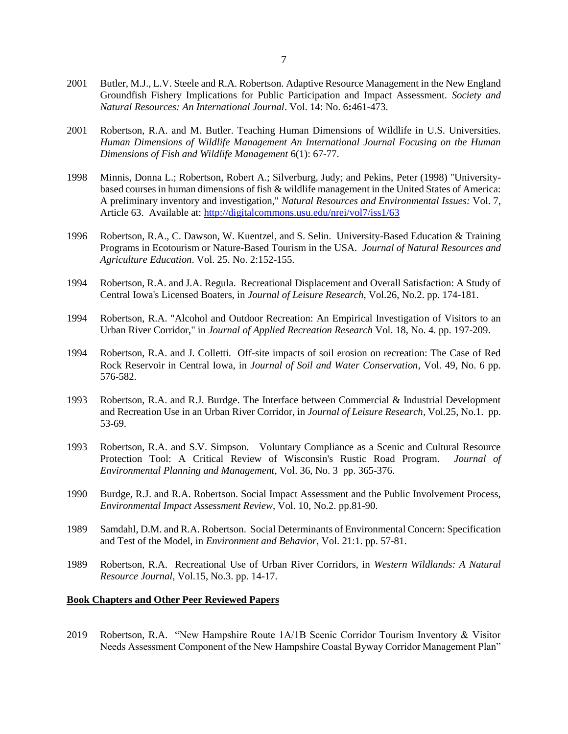2001 Butler, M.J., L.V. Steele and R.A. Robertson. Adaptive Resource Management in the New England Groundfish Fishery Implications for Public Participation and Impact Assessment. *Society and Natural Resources: An International Journal*. Vol. 14: No. 6**:**461-473.

2001 Robertson, R.A. and M. Butler. Teaching Human Dimensions of Wildlife in U.S. Universities. *Human Dimensions of Wildlife Management An International Journal Focusing on the Human Dimensions of Fish and Wildlife Management* 6(1): 67-77.

1998 Minnis, Donna L.; Robertson, Robert A.; Silverburg, Judy; and Pekins, Peter (1998) "University-based courses in human dimensions of fish & wildlife management in the United States of America: A preliminary inventory and investigation," *Natural Resources and Environmental Issues:* Vol. 7, Article 63. Available at: http://digitalcommons.usu.edu/nrei/vol7/iss1/63

1996 Robertson, R.A., C. Dawson, W. Kuentzel, and S. Selin. University-Based Education & Training Programs in Ecotourism or Nature-Based Tourism in the USA. *Journal of Natural Resources and Agriculture Education*. Vol. 25. No. 2:152-155.

1994 Robertson, R.A. and J.A. Regula. Recreational Displacement and Overall Satisfaction: A Study of Central Iowa's Licensed Boaters, in *Journal of Leisure Research*, Vol.26, No.2. pp. 174-181.

1994 Robertson, R.A. "Alcohol and Outdoor Recreation: An Empirical Investigation of Visitors to an Urban River Corridor," in *Journal of Applied Recreation Research* Vol. 18, No. 4. pp. 197-209.

1994 Robertson, R.A. and J. Colletti. Off-site impacts of soil erosion on recreation: The Case of Red Rock Reservoir in Central Iowa, in *Journal of Soil and Water Conservation*, Vol. 49, No. 6 pp. 576-582.

1993 Robertson, R.A. and R.J. Burdge. The Interface between Commercial & Industrial Development and Recreation Use in an Urban River Corridor, in *Journal of Leisure Research*, Vol.25, No.1. pp. 53-69.

1993 Robertson, R.A. and S.V. Simpson. Voluntary Compliance as a Scenic and Cultural Resource Protection Tool: A Critical Review of Wisconsin's Rustic Road Program. *Journal of Environmental Planning and Management*, Vol. 36, No. 3 pp. 365-376.

1990 Burdge, R.J. and R.A. Robertson. Social Impact Assessment and the Public Involvement Process, *Environmental Impact Assessment Review*, Vol. 10, No.2. pp.81-90.

1989 Samdahl, D.M. and R.A. Robertson. Social Determinants of Environmental Concern: Specification and Test of the Model, in *Environment and Behavior,* Vol. 21:1. pp. 57-81.

1989 Robertson, R.A. Recreational Use of Urban River Corridors, in *Western Wildlands: A Natural Resource Journal*, Vol.15, No.3. pp. 14-17.

**Book Chapters and Other Peer Reviewed Papers**

2019 Robertson, R.A. "New Hampshire Route 1A/1B Scenic Corridor Tourism Inventory & Visitor Needs Assessment Component of the New Hampshire Coastal Byway Corridor Management Plan"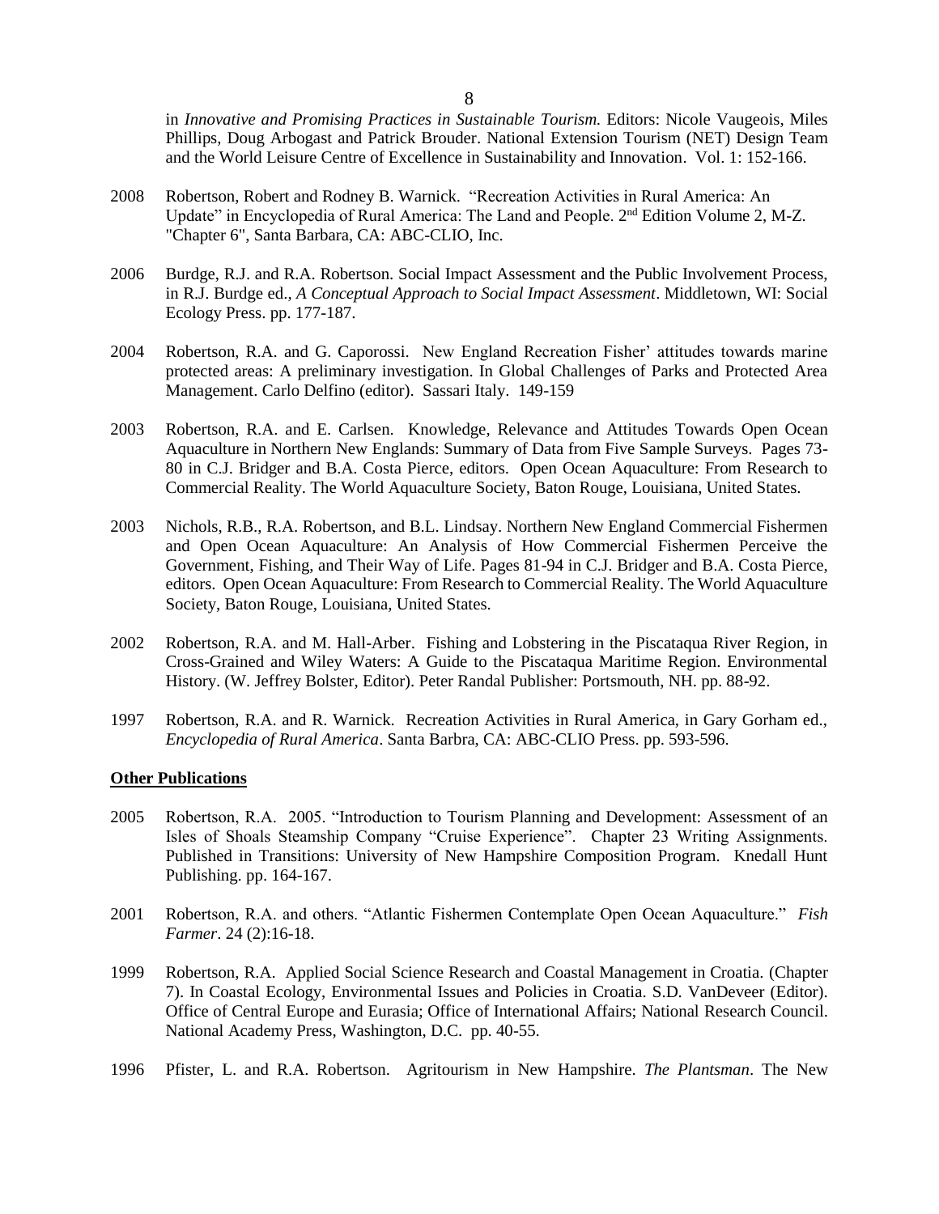in *Innovative and Promising Practices in Sustainable Tourism.* Editors: Nicole Vaugeois, Miles Phillips, Doug Arbogast and Patrick Brouder. National Extension Tourism (NET) Design Team and the World Leisure Centre of Excellence in Sustainability and Innovation. Vol. 1: 152-166.

2008 Robertson, Robert and Rodney B. Warnick. "Recreation Activities in Rural America: An Update" in Encyclopedia of Rural America: The Land and People. 2nd Edition Volume 2, M-Z. "Chapter 6", Santa Barbara, CA: ABC-CLIO, Inc.

2006 Burdge, R.J. and R.A. Robertson. Social Impact Assessment and the Public Involvement Process, in R.J. Burdge ed., *A Conceptual Approach to Social Impact Assessment*. Middletown, WI: Social Ecology Press. pp. 177-187.

2004 Robertson, R.A. and G. Caporossi. New England Recreation Fisher' attitudes towards marine protected areas: A preliminary investigation. In Global Challenges of Parks and Protected Area Management. Carlo Delfino (editor). Sassari Italy. 149-159

2003 Robertson, R.A. and E. Carlsen. Knowledge, Relevance and Attitudes Towards Open Ocean Aquaculture in Northern New Englands: Summary of Data from Five Sample Surveys. Pages 73-80 in C.J. Bridger and B.A. Costa Pierce, editors. Open Ocean Aquaculture: From Research to Commercial Reality. The World Aquaculture Society, Baton Rouge, Louisiana, United States.

2003 Nichols, R.B., R.A. Robertson, and B.L. Lindsay. Northern New England Commercial Fishermen and Open Ocean Aquaculture: An Analysis of How Commercial Fishermen Perceive the Government, Fishing, and Their Way of Life. Pages 81-94 in C.J. Bridger and B.A. Costa Pierce, editors. Open Ocean Aquaculture: From Research to Commercial Reality. The World Aquaculture Society, Baton Rouge, Louisiana, United States.

2002 Robertson, R.A. and M. Hall-Arber. Fishing and Lobstering in the Piscataqua River Region, in Cross-Grained and Wiley Waters: A Guide to the Piscataqua Maritime Region. Environmental History. (W. Jeffrey Bolster, Editor). Peter Randal Publisher: Portsmouth, NH. pp. 88-92.

1997 Robertson, R.A. and R. Warnick. Recreation Activities in Rural America, in Gary Gorham ed., *Encyclopedia of Rural America*. Santa Barbra, CA: ABC-CLIO Press. pp. 593-596.

**Other Publications**

2005 Robertson, R.A. 2005. "Introduction to Tourism Planning and Development: Assessment of an Isles of Shoals Steamship Company "Cruise Experience". Chapter 23 Writing Assignments. Published in Transitions: University of New Hampshire Composition Program. Knedall Hunt Publishing. pp. 164-167.

2001 Robertson, R.A. and others. "Atlantic Fishermen Contemplate Open Ocean Aquaculture." *Fish Farmer*. 24 (2):16-18.

1999 Robertson, R.A. Applied Social Science Research and Coastal Management in Croatia. (Chapter 7). In Coastal Ecology, Environmental Issues and Policies in Croatia. S.D. VanDeveer (Editor). Office of Central Europe and Eurasia; Office of International Affairs; National Research Council. National Academy Press, Washington, D.C. pp. 40-55.

1996 Pfister, L. and R.A. Robertson. Agritourism in New Hampshire. *The Plantsman*. The New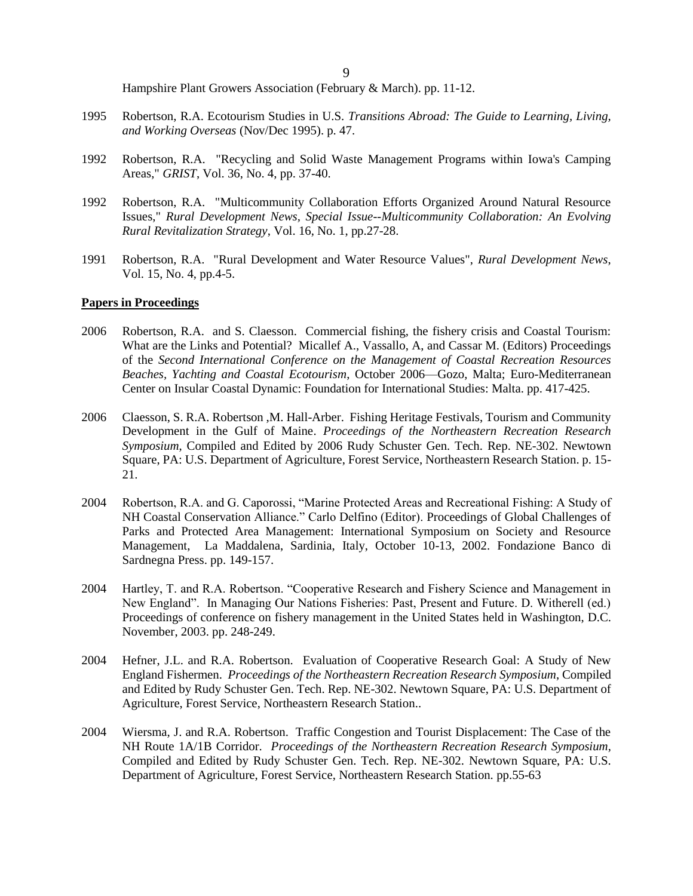Hampshire Plant Growers Association (February & March). pp. 11-12.

1995 Robertson, R.A. Ecotourism Studies in U.S. *Transitions Abroad: The Guide to Learning, Living, and Working Overseas* (Nov/Dec 1995). p. 47.

1992 Robertson, R.A. "Recycling and Solid Waste Management Programs within Iowa's Camping Areas," *GRIST*, Vol. 36, No. 4, pp. 37-40.

1992 Robertson, R.A. "Multicommunity Collaboration Efforts Organized Around Natural Resource Issues," *Rural Development News, Special Issue--Multicommunity Collaboration: An Evolving Rural Revitalization Strategy*, Vol. 16, No. 1, pp.27-28.

1991 Robertson, R.A. "Rural Development and Water Resource Values", *Rural Development News*, Vol. 15, No. 4, pp.4-5.

**Papers in Proceedings**

2006 Robertson, R.A. and S. Claesson. Commercial fishing, the fishery crisis and Coastal Tourism: What are the Links and Potential? Micallef A., Vassallo, A, and Cassar M. (Editors) Proceedings of the *Second International Conference on the Management of Coastal Recreation Resources Beaches, Yachting and Coastal Ecotourism*, October 2006—Gozo, Malta; Euro-Mediterranean Center on Insular Coastal Dynamic: Foundation for International Studies: Malta. pp. 417-425.

2006 Claesson, S. R.A. Robertson ,M. Hall-Arber. Fishing Heritage Festivals, Tourism and Community Development in the Gulf of Maine. *Proceedings of the Northeastern Recreation Research Symposium*, Compiled and Edited by 2006 Rudy Schuster Gen. Tech. Rep. NE-302. Newtown Square, PA: U.S. Department of Agriculture, Forest Service, Northeastern Research Station. p. 15-21.

2004 Robertson, R.A. and G. Caporossi, "Marine Protected Areas and Recreational Fishing: A Study of NH Coastal Conservation Alliance." Carlo Delfino (Editor). Proceedings of Global Challenges of Parks and Protected Area Management: International Symposium on Society and Resource Management, La Maddalena, Sardinia, Italy, October 10-13, 2002. Fondazione Banco di Sardnegna Press. pp. 149-157.

2004 Hartley, T. and R.A. Robertson. "Cooperative Research and Fishery Science and Management in New England". In Managing Our Nations Fisheries: Past, Present and Future. D. Witherell (ed.) Proceedings of conference on fishery management in the United States held in Washington, D.C. November, 2003. pp. 248-249.

2004 Hefner, J.L. and R.A. Robertson. Evaluation of Cooperative Research Goal: A Study of New England Fishermen. *Proceedings of the Northeastern Recreation Research Symposium*, Compiled and Edited by Rudy Schuster Gen. Tech. Rep. NE-302. Newtown Square, PA: U.S. Department of Agriculture, Forest Service, Northeastern Research Station..

2004 Wiersma, J. and R.A. Robertson. Traffic Congestion and Tourist Displacement: The Case of the NH Route 1A/1B Corridor. *Proceedings of the Northeastern Recreation Research Symposium*, Compiled and Edited by Rudy Schuster Gen. Tech. Rep. NE-302. Newtown Square, PA: U.S. Department of Agriculture, Forest Service, Northeastern Research Station. pp.55-63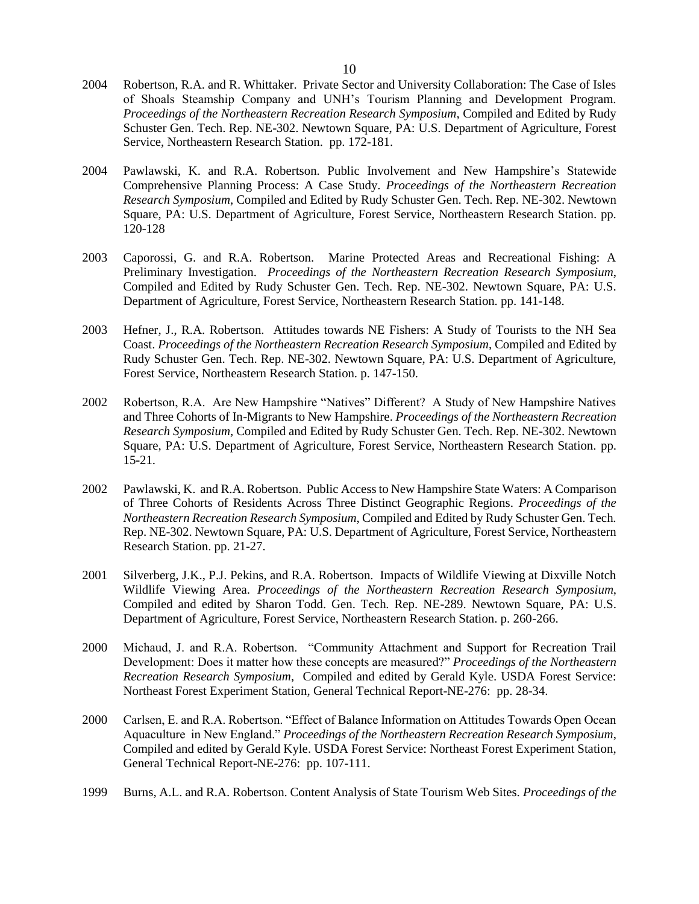2004 Robertson, R.A. and R. Whittaker. Private Sector and University Collaboration: The Case of Isles of Shoals Steamship Company and UNH's Tourism Planning and Development Program. *Proceedings of the Northeastern Recreation Research Symposium*, Compiled and Edited by Rudy Schuster Gen. Tech. Rep. NE-302. Newtown Square, PA: U.S. Department of Agriculture, Forest Service, Northeastern Research Station. pp. 172-181.

2004 Pawlawski, K. and R.A. Robertson. Public Involvement and New Hampshire's Statewide Comprehensive Planning Process: A Case Study. *Proceedings of the Northeastern Recreation Research Symposium*, Compiled and Edited by Rudy Schuster Gen. Tech. Rep. NE-302. Newtown Square, PA: U.S. Department of Agriculture, Forest Service, Northeastern Research Station. pp. 120-128

2003 Caporossi, G. and R.A. Robertson. Marine Protected Areas and Recreational Fishing: A Preliminary Investigation. *Proceedings of the Northeastern Recreation Research Symposium*, Compiled and Edited by Rudy Schuster Gen. Tech. Rep. NE-302. Newtown Square, PA: U.S. Department of Agriculture, Forest Service, Northeastern Research Station. pp. 141-148.

2003 Hefner, J., R.A. Robertson. Attitudes towards NE Fishers: A Study of Tourists to the NH Sea Coast. *Proceedings of the Northeastern Recreation Research Symposium*, Compiled and Edited by Rudy Schuster Gen. Tech. Rep. NE-302. Newtown Square, PA: U.S. Department of Agriculture, Forest Service, Northeastern Research Station. p. 147-150.

2002 Robertson, R.A. Are New Hampshire "Natives" Different? A Study of New Hampshire Natives and Three Cohorts of In-Migrants to New Hampshire. *Proceedings of the Northeastern Recreation Research Symposium*, Compiled and Edited by Rudy Schuster Gen. Tech. Rep. NE-302. Newtown Square, PA: U.S. Department of Agriculture, Forest Service, Northeastern Research Station. pp. 15-21.

2002 Pawlawski, K. and R.A. Robertson. Public Access to New Hampshire State Waters: A Comparison of Three Cohorts of Residents Across Three Distinct Geographic Regions. *Proceedings of the Northeastern Recreation Research Symposium*, Compiled and Edited by Rudy Schuster Gen. Tech. Rep. NE-302. Newtown Square, PA: U.S. Department of Agriculture, Forest Service, Northeastern Research Station. pp. 21-27.

2001 Silverberg, J.K., P.J. Pekins, and R.A. Robertson. Impacts of Wildlife Viewing at Dixville Notch Wildlife Viewing Area. *Proceedings of the Northeastern Recreation Research Symposium*, Compiled and edited by Sharon Todd. Gen. Tech. Rep. NE-289. Newtown Square, PA: U.S. Department of Agriculture, Forest Service, Northeastern Research Station. p. 260-266.

2000 Michaud, J. and R.A. Robertson. "Community Attachment and Support for Recreation Trail Development: Does it matter how these concepts are measured?" *Proceedings of the Northeastern Recreation Research Symposium*, Compiled and edited by Gerald Kyle. USDA Forest Service: Northeast Forest Experiment Station, General Technical Report-NE-276: pp. 28-34.

2000 Carlsen, E. and R.A. Robertson. "Effect of Balance Information on Attitudes Towards Open Ocean Aquaculture in New England." *Proceedings of the Northeastern Recreation Research Symposium*, Compiled and edited by Gerald Kyle. USDA Forest Service: Northeast Forest Experiment Station, General Technical Report-NE-276: pp. 107-111.

1999 Burns, A.L. and R.A. Robertson. Content Analysis of State Tourism Web Sites. *Proceedings of the*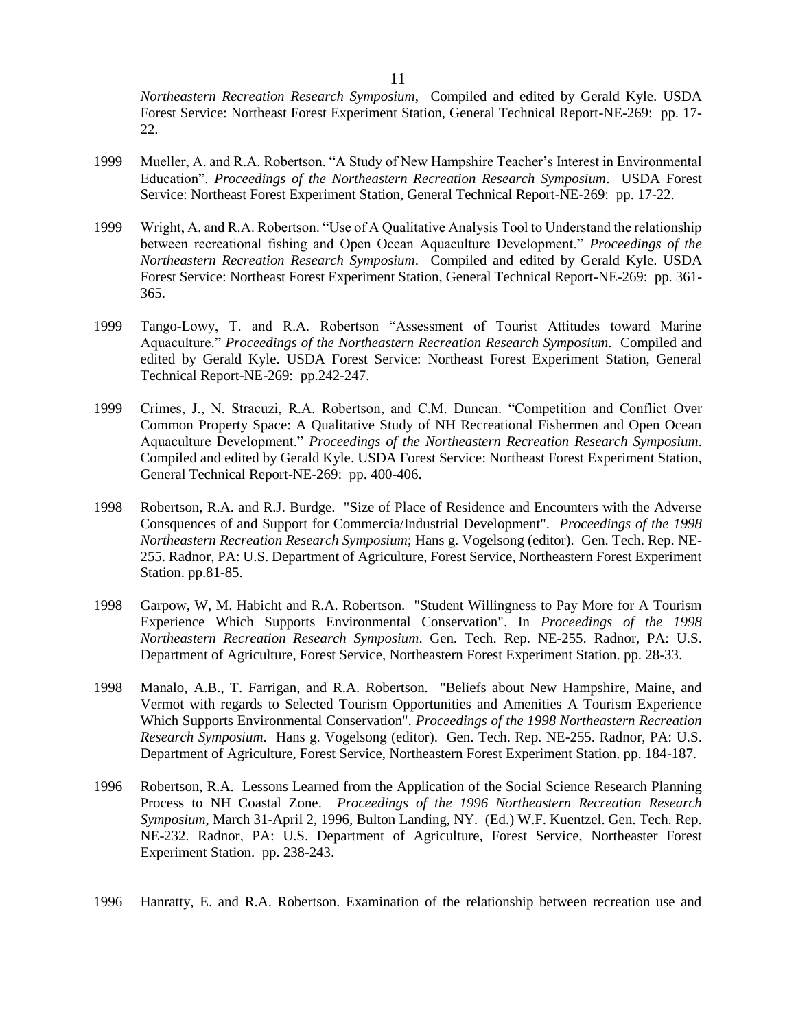*Northeastern Recreation Research Symposium*, Compiled and edited by Gerald Kyle. USDA Forest Service: Northeast Forest Experiment Station, General Technical Report-NE-269: pp. 17-22.

1999 Mueller, A. and R.A. Robertson. "A Study of New Hampshire Teacher's Interest in Environmental Education". *Proceedings of the Northeastern Recreation Research Symposium*. USDA Forest Service: Northeast Forest Experiment Station, General Technical Report-NE-269: pp. 17-22.

1999 Wright, A. and R.A. Robertson. "Use of A Qualitative Analysis Tool to Understand the relationship between recreational fishing and Open Ocean Aquaculture Development." *Proceedings of the Northeastern Recreation Research Symposium*. Compiled and edited by Gerald Kyle. USDA Forest Service: Northeast Forest Experiment Station, General Technical Report-NE-269: pp. 361-365.

1999 Tango-Lowy, T. and R.A. Robertson "Assessment of Tourist Attitudes toward Marine Aquaculture." *Proceedings of the Northeastern Recreation Research Symposium*. Compiled and edited by Gerald Kyle. USDA Forest Service: Northeast Forest Experiment Station, General Technical Report-NE-269: pp.242-247.

1999 Crimes, J., N. Stracuzi, R.A. Robertson, and C.M. Duncan. "Competition and Conflict Over Common Property Space: A Qualitative Study of NH Recreational Fishermen and Open Ocean Aquaculture Development." *Proceedings of the Northeastern Recreation Research Symposium*. Compiled and edited by Gerald Kyle. USDA Forest Service: Northeast Forest Experiment Station, General Technical Report-NE-269: pp. 400-406.

1998 Robertson, R.A. and R.J. Burdge. "Size of Place of Residence and Encounters with the Adverse Consquences of and Support for Commercia/Industrial Development". *Proceedings of the 1998 Northeastern Recreation Research Symposium*; Hans g. Vogelsong (editor). Gen. Tech. Rep. NE-255. Radnor, PA: U.S. Department of Agriculture, Forest Service, Northeastern Forest Experiment Station. pp.81-85.

1998 Garpow, W, M. Habicht and R.A. Robertson. "Student Willingness to Pay More for A Tourism Experience Which Supports Environmental Conservation". In *Proceedings of the 1998 Northeastern Recreation Research Symposium*. Gen. Tech. Rep. NE-255. Radnor, PA: U.S. Department of Agriculture, Forest Service, Northeastern Forest Experiment Station. pp. 28-33.

1998 Manalo, A.B., T. Farrigan, and R.A. Robertson. "Beliefs about New Hampshire, Maine, and Vermot with regards to Selected Tourism Opportunities and Amenities A Tourism Experience Which Supports Environmental Conservation". *Proceedings of the 1998 Northeastern Recreation Research Symposium*. Hans g. Vogelsong (editor). Gen. Tech. Rep. NE-255. Radnor, PA: U.S. Department of Agriculture, Forest Service, Northeastern Forest Experiment Station. pp. 184-187.

1996 Robertson, R.A. Lessons Learned from the Application of the Social Science Research Planning Process to NH Coastal Zone. *Proceedings of the 1996 Northeastern Recreation Research Symposium*, March 31-April 2, 1996, Bulton Landing, NY. (Ed.) W.F. Kuentzel. Gen. Tech. Rep. NE-232. Radnor, PA: U.S. Department of Agriculture, Forest Service, Northeaster Forest Experiment Station. pp. 238-243.

1996 Hanratty, E. and R.A. Robertson. Examination of the relationship between recreation use and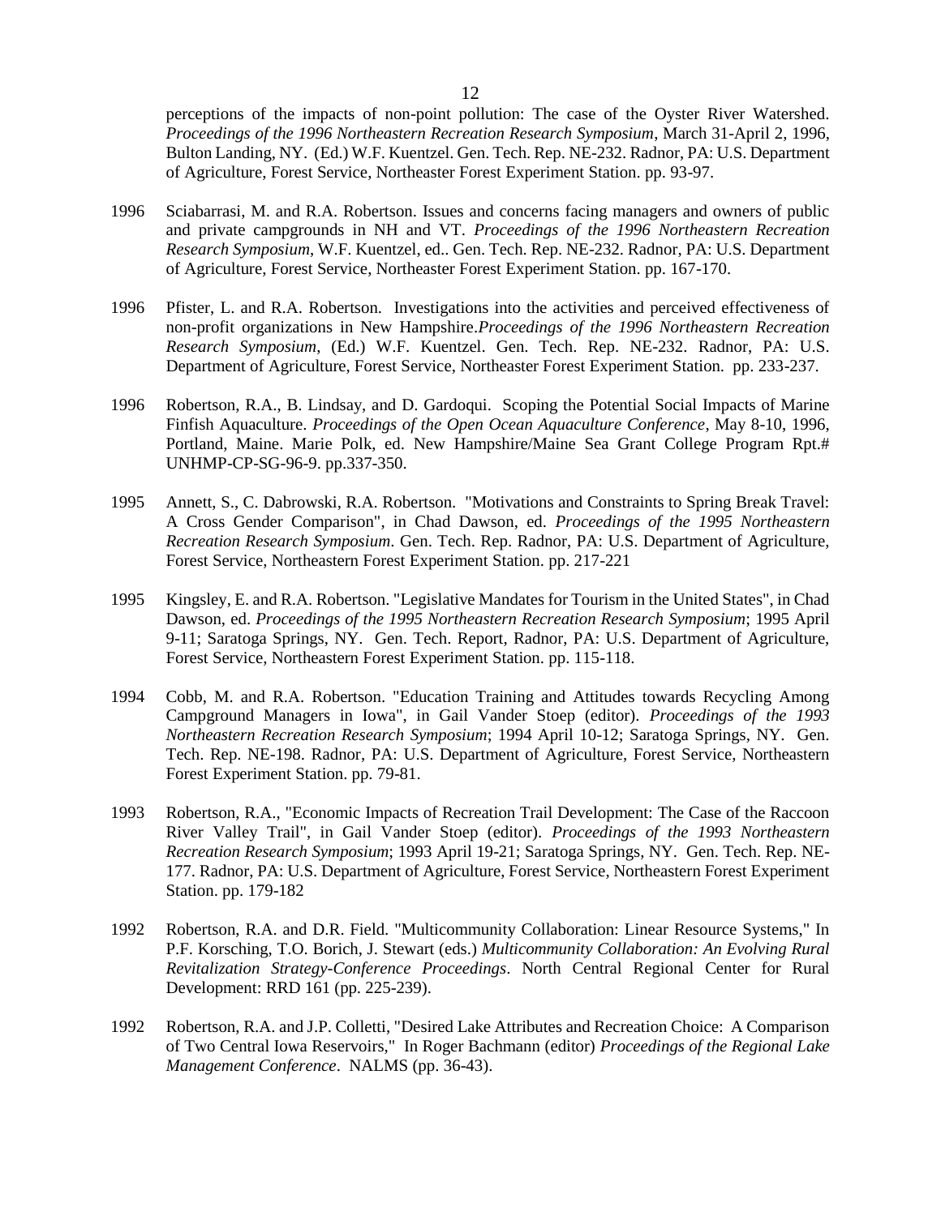perceptions of the impacts of non-point pollution: The case of the Oyster River Watershed. *Proceedings of the 1996 Northeastern Recreation Research Symposium*, March 31-April 2, 1996, Bulton Landing, NY. (Ed.) W.F. Kuentzel. Gen. Tech. Rep. NE-232. Radnor, PA: U.S. Department of Agriculture, Forest Service, Northeaster Forest Experiment Station. pp. 93-97.

1996 Sciabarrasi, M. and R.A. Robertson. Issues and concerns facing managers and owners of public and private campgrounds in NH and VT. *Proceedings of the 1996 Northeastern Recreation Research Symposium*, W.F. Kuentzel, ed.. Gen. Tech. Rep. NE-232. Radnor, PA: U.S. Department of Agriculture, Forest Service, Northeaster Forest Experiment Station. pp. 167-170.

1996 Pfister, L. and R.A. Robertson. Investigations into the activities and perceived effectiveness of non-profit organizations in New Hampshire.*Proceedings of the 1996 Northeastern Recreation Research Symposium*, (Ed.) W.F. Kuentzel. Gen. Tech. Rep. NE-232. Radnor, PA: U.S. Department of Agriculture, Forest Service, Northeaster Forest Experiment Station. pp. 233-237.

1996 Robertson, R.A., B. Lindsay, and D. Gardoqui. Scoping the Potential Social Impacts of Marine Finfish Aquaculture. *Proceedings of the Open Ocean Aquaculture Conference*, May 8-10, 1996, Portland, Maine. Marie Polk, ed. New Hampshire/Maine Sea Grant College Program Rpt.# UNHMP-CP-SG-96-9. pp.337-350.

1995 Annett, S., C. Dabrowski, R.A. Robertson. "Motivations and Constraints to Spring Break Travel: A Cross Gender Comparison", in Chad Dawson, ed. *Proceedings of the 1995 Northeastern Recreation Research Symposium*. Gen. Tech. Rep. Radnor, PA: U.S. Department of Agriculture, Forest Service, Northeastern Forest Experiment Station. pp. 217-221

1995 Kingsley, E. and R.A. Robertson. "Legislative Mandates for Tourism in the United States", in Chad Dawson, ed. *Proceedings of the 1995 Northeastern Recreation Research Symposium*; 1995 April 9-11; Saratoga Springs, NY. Gen. Tech. Report, Radnor, PA: U.S. Department of Agriculture, Forest Service, Northeastern Forest Experiment Station. pp. 115-118.

1994 Cobb, M. and R.A. Robertson. "Education Training and Attitudes towards Recycling Among Campground Managers in Iowa", in Gail Vander Stoep (editor). *Proceedings of the 1993 Northeastern Recreation Research Symposium*; 1994 April 10-12; Saratoga Springs, NY. Gen. Tech. Rep. NE-198. Radnor, PA: U.S. Department of Agriculture, Forest Service, Northeastern Forest Experiment Station. pp. 79-81.

1993 Robertson, R.A., "Economic Impacts of Recreation Trail Development: The Case of the Raccoon River Valley Trail", in Gail Vander Stoep (editor). *Proceedings of the 1993 Northeastern Recreation Research Symposium*; 1993 April 19-21; Saratoga Springs, NY. Gen. Tech. Rep. NE-177. Radnor, PA: U.S. Department of Agriculture, Forest Service, Northeastern Forest Experiment Station. pp. 179-182

1992 Robertson, R.A. and D.R. Field. "Multicommunity Collaboration: Linear Resource Systems," In P.F. Korsching, T.O. Borich, J. Stewart (eds.) *Multicommunity Collaboration: An Evolving Rural Revitalization Strategy-Conference Proceedings*. North Central Regional Center for Rural Development: RRD 161 (pp. 225-239).

1992 Robertson, R.A. and J.P. Colletti, "Desired Lake Attributes and Recreation Choice: A Comparison of Two Central Iowa Reservoirs," In Roger Bachmann (editor) *Proceedings of the Regional Lake Management Conference*. NALMS (pp. 36-43).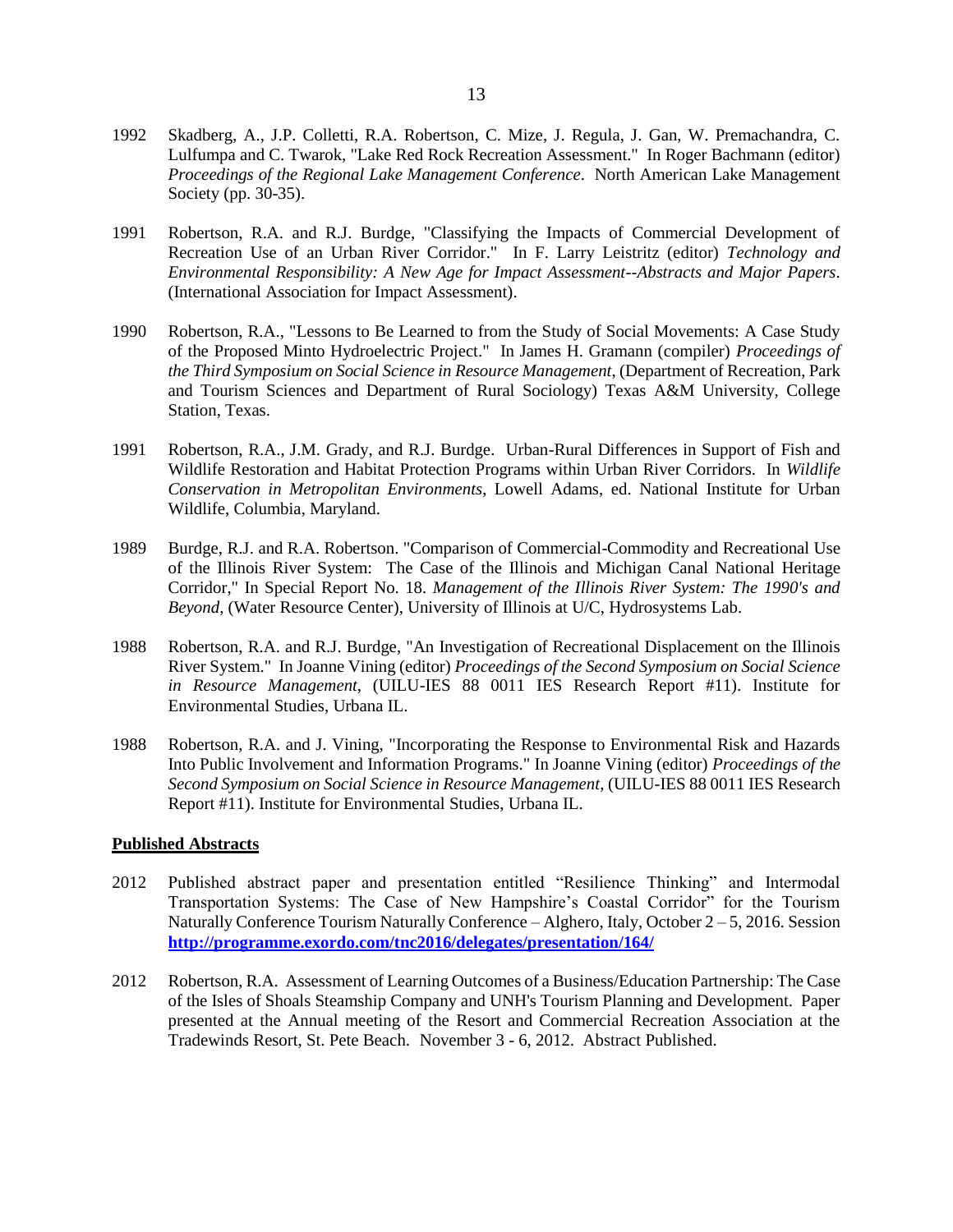1992 Skadberg, A., J.P. Colletti, R.A. Robertson, C. Mize, J. Regula, J. Gan, W. Premachandra, C. Lulfumpa and C. Twarok, "Lake Red Rock Recreation Assessment." In Roger Bachmann (editor) *Proceedings of the Regional Lake Management Conference*. North American Lake Management Society (pp. 30-35).

1991 Robertson, R.A. and R.J. Burdge, "Classifying the Impacts of Commercial Development of Recreation Use of an Urban River Corridor." In F. Larry Leistritz (editor) *Technology and Environmental Responsibility: A New Age for Impact Assessment--Abstracts and Major Papers*. (International Association for Impact Assessment).

1990 Robertson, R.A., "Lessons to Be Learned to from the Study of Social Movements: A Case Study of the Proposed Minto Hydroelectric Project." In James H. Gramann (compiler) *Proceedings of the Third Symposium on Social Science in Resource Management*, (Department of Recreation, Park and Tourism Sciences and Department of Rural Sociology) Texas A&M University, College Station, Texas.

1991 Robertson, R.A., J.M. Grady, and R.J. Burdge. Urban-Rural Differences in Support of Fish and Wildlife Restoration and Habitat Protection Programs within Urban River Corridors. In *Wildlife Conservation in Metropolitan Environments*, Lowell Adams, ed. National Institute for Urban Wildlife, Columbia, Maryland.

1989 Burdge, R.J. and R.A. Robertson. "Comparison of Commercial-Commodity and Recreational Use of the Illinois River System: The Case of the Illinois and Michigan Canal National Heritage Corridor," In Special Report No. 18. *Management of the Illinois River System: The 1990's and Beyond*, (Water Resource Center), University of Illinois at U/C, Hydrosystems Lab.

1988 Robertson, R.A. and R.J. Burdge, "An Investigation of Recreational Displacement on the Illinois River System." In Joanne Vining (editor) *Proceedings of the Second Symposium on Social Science in Resource Management*, (UILU-IES 88 0011 IES Research Report #11). Institute for Environmental Studies, Urbana IL.

1988 Robertson, R.A. and J. Vining, "Incorporating the Response to Environmental Risk and Hazards Into Public Involvement and Information Programs." In Joanne Vining (editor) *Proceedings of the Second Symposium on Social Science in Resource Management*, (UILU-IES 88 0011 IES Research Report #11). Institute for Environmental Studies, Urbana IL.

**Published Abstracts**

2012 Published abstract paper and presentation entitled "Resilience Thinking" and Intermodal Transportation Systems: The Case of New Hampshire's Coastal Corridor" for the Tourism Naturally Conference Tourism Naturally Conference – Alghero, Italy, October 2 – 5, 2016. Session **http://programme.exordo.com/tnc2016/delegates/presentation/164/**

2012 Robertson, R.A. Assessment of Learning Outcomes of a Business/Education Partnership: The Case of the Isles of Shoals Steamship Company and UNH's Tourism Planning and Development. Paper presented at the Annual meeting of the Resort and Commercial Recreation Association at the Tradewinds Resort, St. Pete Beach. November 3 - 6, 2012. Abstract Published.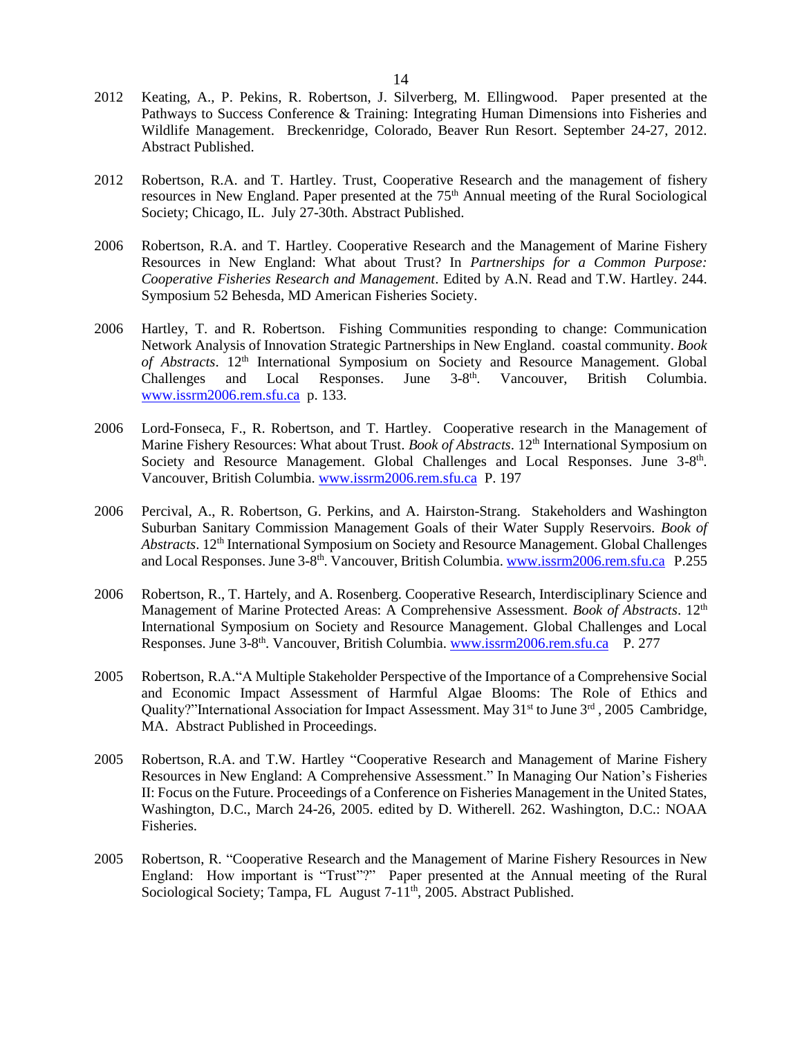2012 Keating, A., P. Pekins, R. Robertson, J. Silverberg, M. Ellingwood. Paper presented at the Pathways to Success Conference & Training: Integrating Human Dimensions into Fisheries and Wildlife Management. Breckenridge, Colorado, Beaver Run Resort. September 24-27, 2012. Abstract Published.

2012 Robertson, R.A. and T. Hartley. Trust, Cooperative Research and the management of fishery resources in New England. Paper presented at the 75th Annual meeting of the Rural Sociological Society; Chicago, IL. July 27-30th. Abstract Published.

2006 Robertson, R.A. and T. Hartley. Cooperative Research and the Management of Marine Fishery Resources in New England: What about Trust? In *Partnerships for a Common Purpose: Cooperative Fisheries Research and Management*. Edited by A.N. Read and T.W. Hartley. 244. Symposium 52 Behesda, MD American Fisheries Society.

2006 Hartley, T. and R. Robertson. Fishing Communities responding to change: Communication Network Analysis of Innovation Strategic Partnerships in New England. coastal community. *Book of Abstracts*. 12th International Symposium on Society and Resource Management. Global Challenges and Local Responses. June 3-8th. Vancouver, British Columbia. www.issrm2006.rem.sfu.ca p. 133.

2006 Lord-Fonseca, F., R. Robertson, and T. Hartley. Cooperative research in the Management of Marine Fishery Resources: What about Trust. *Book of Abstracts*. 12th International Symposium on Society and Resource Management. Global Challenges and Local Responses. June 3-8th. Vancouver, British Columbia. www.issrm2006.rem.sfu.ca P. 197

2006 Percival, A., R. Robertson, G. Perkins, and A. Hairston-Strang. Stakeholders and Washington Suburban Sanitary Commission Management Goals of their Water Supply Reservoirs. *Book of Abstracts*. 12th International Symposium on Society and Resource Management. Global Challenges and Local Responses. June 3-8th. Vancouver, British Columbia. www.issrm2006.rem.sfu.ca P.255

2006 Robertson, R., T. Hartely, and A. Rosenberg. Cooperative Research, Interdisciplinary Science and Management of Marine Protected Areas: A Comprehensive Assessment. *Book of Abstracts*. 12th International Symposium on Society and Resource Management. Global Challenges and Local Responses. June 3-8th. Vancouver, British Columbia. www.issrm2006.rem.sfu.ca P. 277

2005 Robertson, R.A."A Multiple Stakeholder Perspective of the Importance of a Comprehensive Social and Economic Impact Assessment of Harmful Algae Blooms: The Role of Ethics and Quality?"International Association for Impact Assessment. May 31st to June 3rd, 2005 Cambridge, MA. Abstract Published in Proceedings.

2005 Robertson, R.A. and T.W. Hartley "Cooperative Research and Management of Marine Fishery Resources in New England: A Comprehensive Assessment." In Managing Our Nation's Fisheries II: Focus on the Future. Proceedings of a Conference on Fisheries Management in the United States, Washington, D.C., March 24-26, 2005. edited by D. Witherell. 262. Washington, D.C.: NOAA Fisheries.

2005 Robertson, R. "Cooperative Research and the Management of Marine Fishery Resources in New England: How important is "Trust"?" Paper presented at the Annual meeting of the Rural Sociological Society; Tampa, FL August 7-11th, 2005. Abstract Published.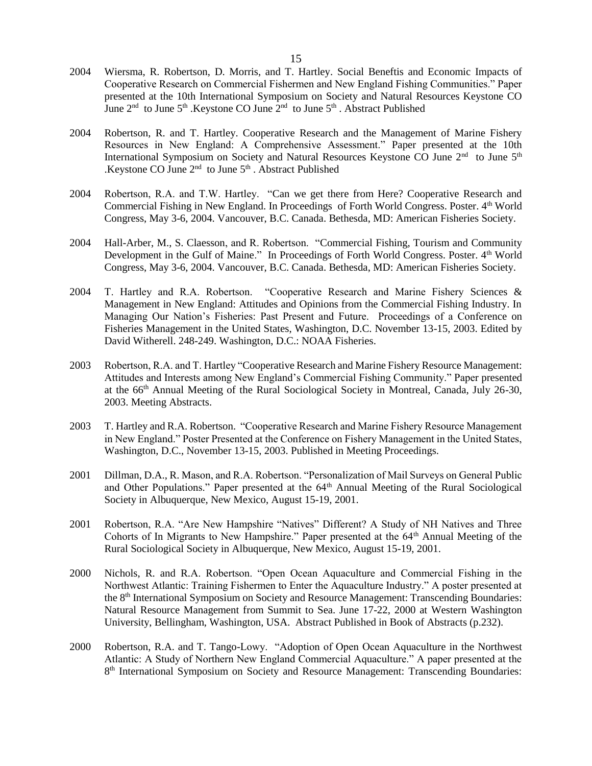2004 Wiersma, R. Robertson, D. Morris, and T. Hartley. Social Beneftis and Economic Impacts of Cooperative Research on Commercial Fishermen and New England Fishing Communities." Paper presented at the 10th International Symposium on Society and Natural Resources Keystone CO June 2nd to June 5th .Keystone CO June 2nd to June 5th . Abstract Published

2004 Robertson, R. and T. Hartley. Cooperative Research and the Management of Marine Fishery Resources in New England: A Comprehensive Assessment." Paper presented at the 10th International Symposium on Society and Natural Resources Keystone CO June 2nd to June 5th .Keystone CO June 2nd to June 5th . Abstract Published

2004 Robertson, R.A. and T.W. Hartley. "Can we get there from Here? Cooperative Research and Commercial Fishing in New England. In Proceedings of Forth World Congress. Poster. 4th World Congress, May 3-6, 2004. Vancouver, B.C. Canada. Bethesda, MD: American Fisheries Society.

2004 Hall-Arber, M., S. Claesson, and R. Robertson. "Commercial Fishing, Tourism and Community Development in the Gulf of Maine." In Proceedings of Forth World Congress. Poster. 4th World Congress, May 3-6, 2004. Vancouver, B.C. Canada. Bethesda, MD: American Fisheries Society.

2004 T. Hartley and R.A. Robertson. "Cooperative Research and Marine Fishery Sciences & Management in New England: Attitudes and Opinions from the Commercial Fishing Industry. In Managing Our Nation's Fisheries: Past Present and Future. Proceedings of a Conference on Fisheries Management in the United States, Washington, D.C. November 13-15, 2003. Edited by David Witherell. 248-249. Washington, D.C.: NOAA Fisheries.

2003 Robertson, R.A. and T. Hartley "Cooperative Research and Marine Fishery Resource Management: Attitudes and Interests among New England's Commercial Fishing Community." Paper presented at the 66th Annual Meeting of the Rural Sociological Society in Montreal, Canada, July 26-30, 2003. Meeting Abstracts.

2003 T. Hartley and R.A. Robertson. "Cooperative Research and Marine Fishery Resource Management in New England." Poster Presented at the Conference on Fishery Management in the United States, Washington, D.C., November 13-15, 2003. Published in Meeting Proceedings.

2001 Dillman, D.A., R. Mason, and R.A. Robertson. "Personalization of Mail Surveys on General Public and Other Populations." Paper presented at the 64th Annual Meeting of the Rural Sociological Society in Albuquerque, New Mexico, August 15-19, 2001.

2001 Robertson, R.A. "Are New Hampshire "Natives" Different? A Study of NH Natives and Three Cohorts of In Migrants to New Hampshire." Paper presented at the 64th Annual Meeting of the Rural Sociological Society in Albuquerque, New Mexico, August 15-19, 2001.

2000 Nichols, R. and R.A. Robertson. "Open Ocean Aquaculture and Commercial Fishing in the Northwest Atlantic: Training Fishermen to Enter the Aquaculture Industry." A poster presented at the 8th International Symposium on Society and Resource Management: Transcending Boundaries: Natural Resource Management from Summit to Sea. June 17-22, 2000 at Western Washington University, Bellingham, Washington, USA. Abstract Published in Book of Abstracts (p.232).

2000 Robertson, R.A. and T. Tango-Lowy. "Adoption of Open Ocean Aquaculture in the Northwest Atlantic: A Study of Northern New England Commercial Aquaculture." A paper presented at the 8th International Symposium on Society and Resource Management: Transcending Boundaries: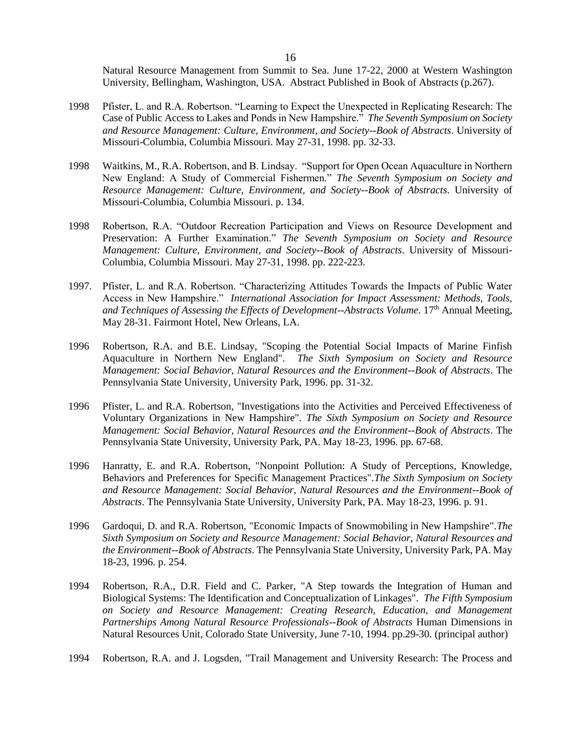Natural Resource Management from Summit to Sea. June 17-22, 2000 at Western Washington University, Bellingham, Washington, USA. Abstract Published in Book of Abstracts (p.267).

1998 Pfister, L. and R.A. Robertson. "Learning to Expect the Unexpected in Replicating Research: The Case of Public Access to Lakes and Ponds in New Hampshire." *The Seventh Symposium on Society and Resource Management: Culture, Environment, and Society--Book of Abstracts*. University of Missouri-Columbia, Columbia Missouri. May 27-31, 1998. pp. 32-33.

1998 Waitkins, M., R.A. Robertson, and B. Lindsay. "Support for Open Ocean Aquaculture in Northern New England: A Study of Commercial Fishermen." *The Seventh Symposium on Society and Resource Management: Culture, Environment, and Society--Book of Abstracts*. University of Missouri-Columbia, Columbia Missouri. p. 134.

1998 Robertson, R.A. "Outdoor Recreation Participation and Views on Resource Development and Preservation: A Further Examination." *The Seventh Symposium on Society and Resource Management: Culture, Environment, and Society--Book of Abstracts*. University of Missouri-Columbia, Columbia Missouri. May 27-31, 1998. pp. 222-223.

1997. Pfister, L. and R.A. Robertson. "Characterizing Attitudes Towards the Impacts of Public Water Access in New Hampshire." *International Association for Impact Assessment: Methods, Tools, and Techniques of Assessing the Effects of Development--Abstracts Volume*. 17th Annual Meeting, May 28-31. Fairmont Hotel, New Orleans, LA.

1996 Robertson, R.A. and B.E. Lindsay, "Scoping the Potential Social Impacts of Marine Finfish Aquaculture in Northern New England". *The Sixth Symposium on Society and Resource Management: Social Behavior, Natural Resources and the Environment--Book of Abstracts*. The Pennsylvania State University, University Park, 1996. pp. 31-32.

1996 Pfister, L. and R.A. Robertson, "Investigations into the Activities and Perceived Effectiveness of Voluntary Organizations in New Hampshire". *The Sixth Symposium on Society and Resource Management: Social Behavior, Natural Resources and the Environment--Book of Abstracts*. The Pennsylvania State University, University Park, PA. May 18-23, 1996. pp. 67-68.

1996 Hanratty, E. and R.A. Robertson, "Nonpoint Pollution: A Study of Perceptions, Knowledge, Behaviors and Preferences for Specific Management Practices".*The Sixth Symposium on Society and Resource Management: Social Behavior, Natural Resources and the Environment--Book of Abstracts*. The Pennsylvania State University, University Park, PA. May 18-23, 1996. p. 91.

1996 Gardoqui, D. and R.A. Robertson, "Economic Impacts of Snowmobiling in New Hampshire".*The Sixth Symposium on Society and Resource Management: Social Behavior, Natural Resources and the Environment--Book of Abstracts*. The Pennsylvania State University, University Park, PA. May 18-23, 1996. p. 254.

1994 Robertson, R.A., D.R. Field and C. Parker, "A Step towards the Integration of Human and Biological Systems: The Identification and Conceptualization of Linkages". *The Fifth Symposium on Society and Resource Management: Creating Research, Education, and Management Partnerships Among Natural Resource Professionals--Book of Abstracts* Human Dimensions in Natural Resources Unit, Colorado State University, June 7-10, 1994. pp.29-30. (principal author)

1994 Robertson, R.A. and J. Logsden, "Trail Management and University Research: The Process and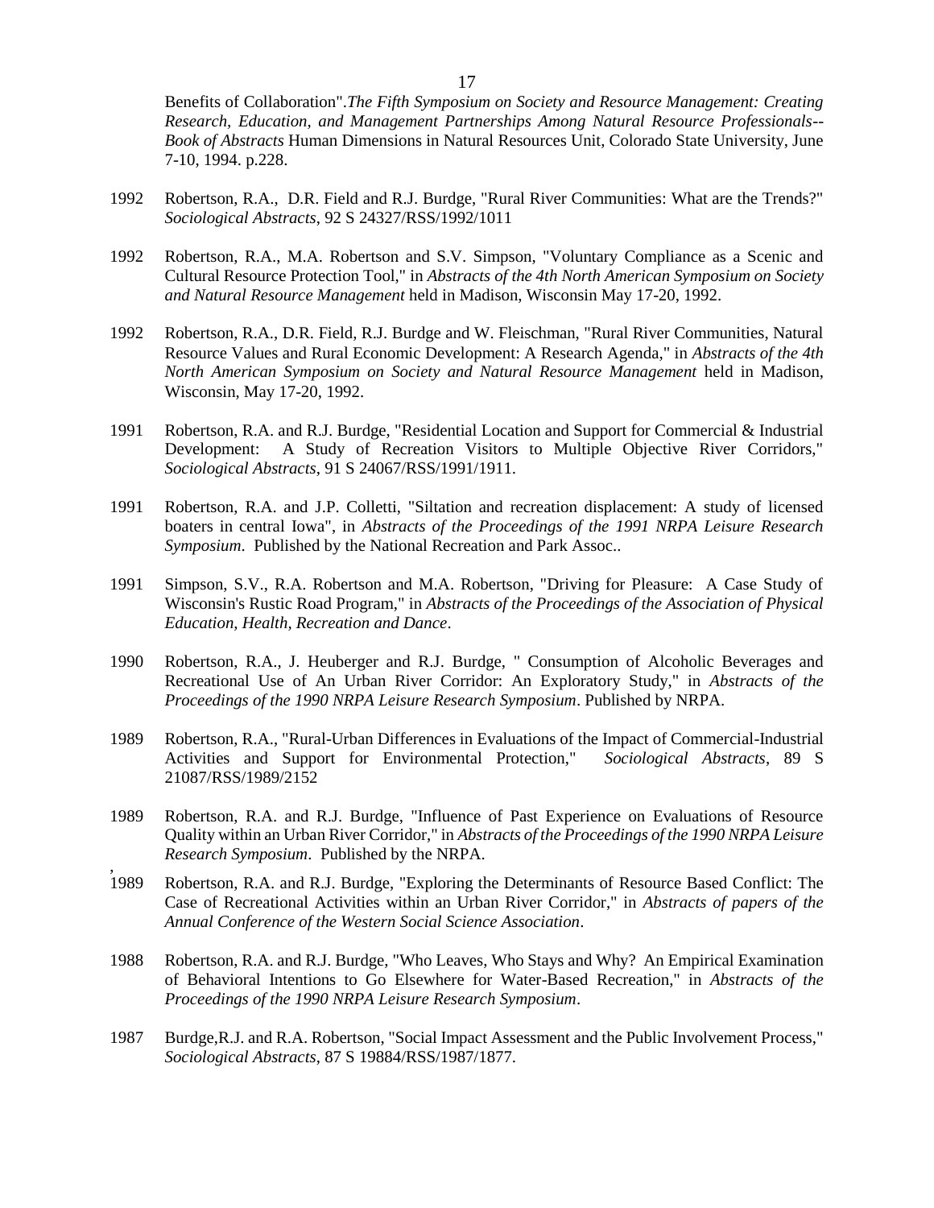Benefits of Collaboration".*The Fifth Symposium on Society and Resource Management: Creating Research, Education, and Management Partnerships Among Natural Resource Professionals--Book of Abstracts* Human Dimensions in Natural Resources Unit, Colorado State University, June 7-10, 1994. p.228.

1992 Robertson, R.A., D.R. Field and R.J. Burdge, "Rural River Communities: What are the Trends?" *Sociological Abstracts*, 92 S 24327/RSS/1992/1011

1992 Robertson, R.A., M.A. Robertson and S.V. Simpson, "Voluntary Compliance as a Scenic and Cultural Resource Protection Tool," in *Abstracts of the 4th North American Symposium on Society and Natural Resource Management* held in Madison, Wisconsin May 17-20, 1992.

1992 Robertson, R.A., D.R. Field, R.J. Burdge and W. Fleischman, "Rural River Communities, Natural Resource Values and Rural Economic Development: A Research Agenda," in *Abstracts of the 4th North American Symposium on Society and Natural Resource Management* held in Madison, Wisconsin, May 17-20, 1992.

1991 Robertson, R.A. and R.J. Burdge, "Residential Location and Support for Commercial & Industrial Development: A Study of Recreation Visitors to Multiple Objective River Corridors," *Sociological Abstracts*, 91 S 24067/RSS/1991/1911.

1991 Robertson, R.A. and J.P. Colletti, "Siltation and recreation displacement: A study of licensed boaters in central Iowa", in *Abstracts of the Proceedings of the 1991 NRPA Leisure Research Symposium*. Published by the National Recreation and Park Assoc..

1991 Simpson, S.V., R.A. Robertson and M.A. Robertson, "Driving for Pleasure: A Case Study of Wisconsin's Rustic Road Program," in *Abstracts of the Proceedings of the Association of Physical Education, Health, Recreation and Dance*.

1990 Robertson, R.A., J. Heuberger and R.J. Burdge, " Consumption of Alcoholic Beverages and Recreational Use of An Urban River Corridor: An Exploratory Study," in *Abstracts of the Proceedings of the 1990 NRPA Leisure Research Symposium*. Published by NRPA.

1989 Robertson, R.A., "Rural-Urban Differences in Evaluations of the Impact of Commercial-Industrial Activities and Support for Environmental Protection," *Sociological Abstracts*, 89 S 21087/RSS/1989/2152

1989 Robertson, R.A. and R.J. Burdge, "Influence of Past Experience on Evaluations of Resource Quality within an Urban River Corridor," in *Abstracts of the Proceedings of the 1990 NRPA Leisure Research Symposium*. Published by the NRPA.

1989 Robertson, R.A. and R.J. Burdge, "Exploring the Determinants of Resource Based Conflict: The Case of Recreational Activities within an Urban River Corridor," in *Abstracts of papers of the Annual Conference of the Western Social Science Association*.

1988 Robertson, R.A. and R.J. Burdge, "Who Leaves, Who Stays and Why? An Empirical Examination of Behavioral Intentions to Go Elsewhere for Water-Based Recreation," in *Abstracts of the Proceedings of the 1990 NRPA Leisure Research Symposium*.

1987 Burdge,R.J. and R.A. Robertson, "Social Impact Assessment and the Public Involvement Process," *Sociological Abstracts*, 87 S 19884/RSS/1987/1877.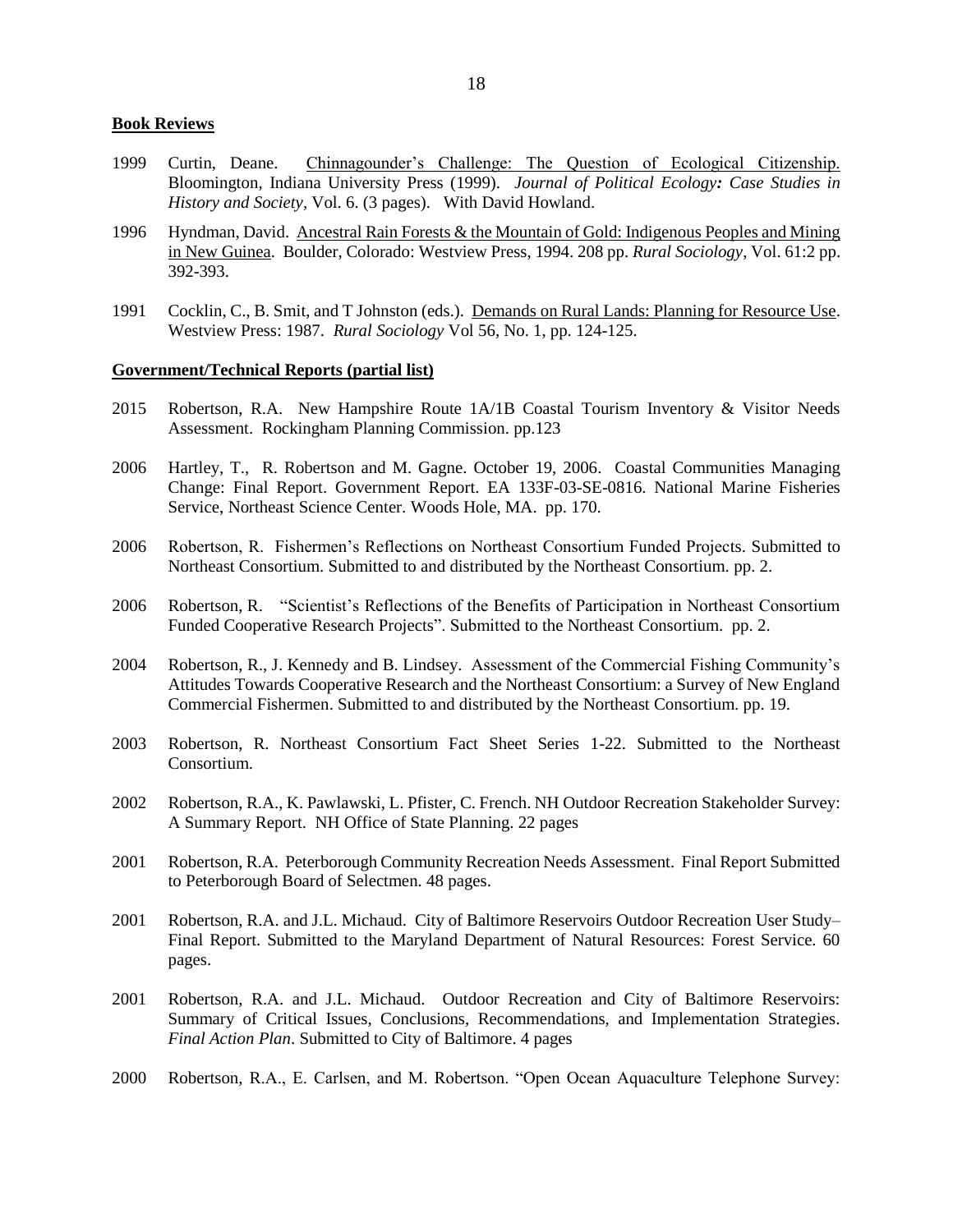**Book Reviews**

1999 Curtin, Deane. Chinnagounder's Challenge: The Question of Ecological Citizenship. Bloomington, Indiana University Press (1999). *Journal of Political Ecology: Case Studies in History and Society*, Vol. 6. (3 pages). With David Howland.

1996 Hyndman, David. Ancestral Rain Forests & the Mountain of Gold: Indigenous Peoples and Mining in New Guinea. Boulder, Colorado: Westview Press, 1994. 208 pp. *Rural Sociology*, Vol. 61:2 pp. 392-393.

1991 Cocklin, C., B. Smit, and T Johnston (eds.). Demands on Rural Lands: Planning for Resource Use. Westview Press: 1987. *Rural Sociology* Vol 56, No. 1, pp. 124-125.

**Government/Technical Reports (partial list)**

2015 Robertson, R.A. New Hampshire Route 1A/1B Coastal Tourism Inventory & Visitor Needs Assessment. Rockingham Planning Commission. pp.123

2006 Hartley, T., R. Robertson and M. Gagne. October 19, 2006. Coastal Communities Managing Change: Final Report. Government Report. EA 133F-03-SE-0816. National Marine Fisheries Service, Northeast Science Center. Woods Hole, MA. pp. 170.

2006 Robertson, R. Fishermen's Reflections on Northeast Consortium Funded Projects. Submitted to Northeast Consortium. Submitted to and distributed by the Northeast Consortium. pp. 2.

2006 Robertson, R. "Scientist's Reflections of the Benefits of Participation in Northeast Consortium Funded Cooperative Research Projects". Submitted to the Northeast Consortium. pp. 2.

2004 Robertson, R., J. Kennedy and B. Lindsey. Assessment of the Commercial Fishing Community's Attitudes Towards Cooperative Research and the Northeast Consortium: a Survey of New England Commercial Fishermen. Submitted to and distributed by the Northeast Consortium. pp. 19.

2003 Robertson, R. Northeast Consortium Fact Sheet Series 1-22. Submitted to the Northeast Consortium.

2002 Robertson, R.A., K. Pawlawski, L. Pfister, C. French. NH Outdoor Recreation Stakeholder Survey: A Summary Report. NH Office of State Planning. 22 pages

2001 Robertson, R.A. Peterborough Community Recreation Needs Assessment. Final Report Submitted to Peterborough Board of Selectmen. 48 pages.

2001 Robertson, R.A. and J.L. Michaud. City of Baltimore Reservoirs Outdoor Recreation User Study– Final Report. Submitted to the Maryland Department of Natural Resources: Forest Service. 60 pages.

2001 Robertson, R.A. and J.L. Michaud. Outdoor Recreation and City of Baltimore Reservoirs: Summary of Critical Issues, Conclusions, Recommendations, and Implementation Strategies. *Final Action Plan*. Submitted to City of Baltimore. 4 pages

2000 Robertson, R.A., E. Carlsen, and M. Robertson. "Open Ocean Aquaculture Telephone Survey: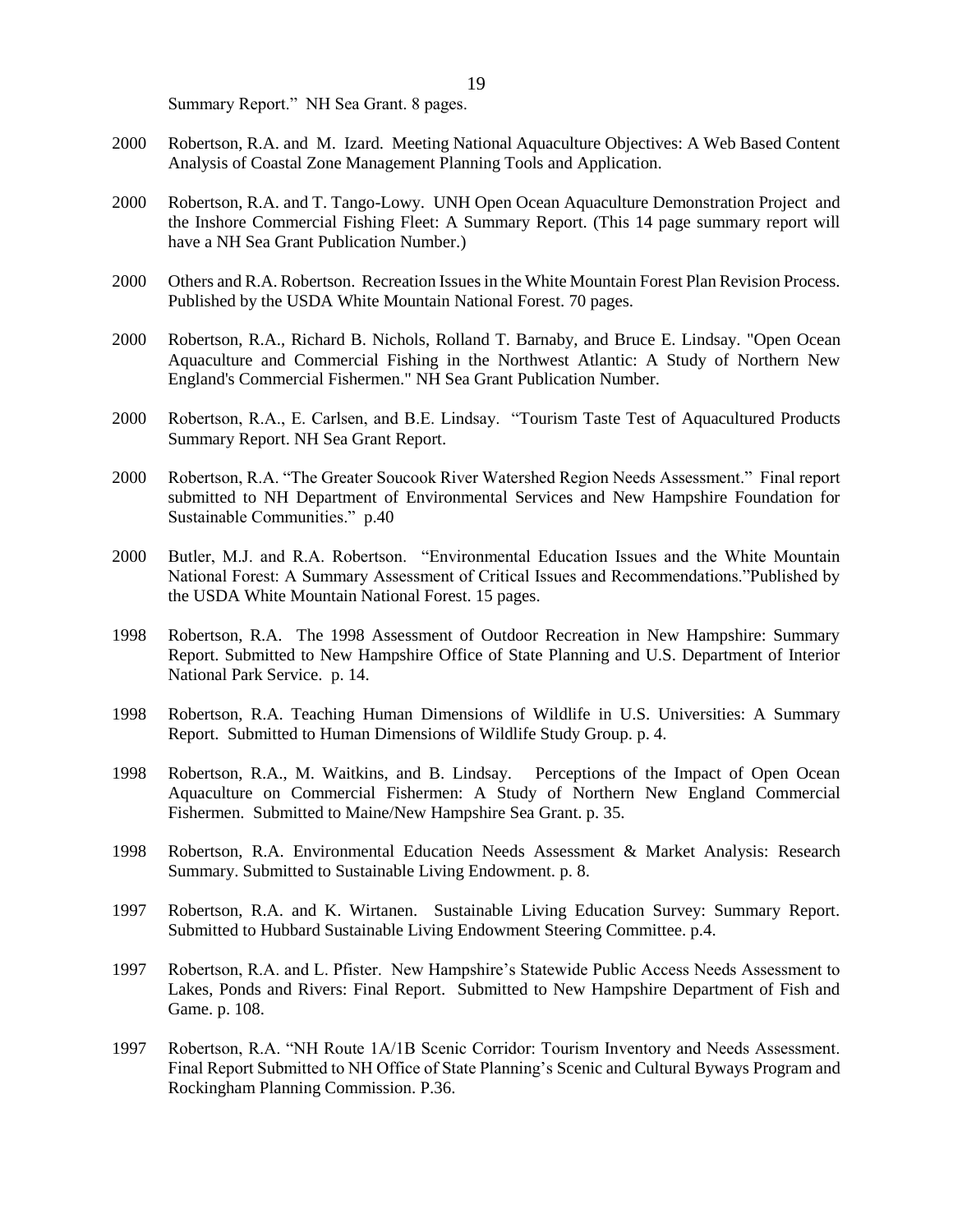Summary Report." NH Sea Grant. 8 pages.

2000 Robertson, R.A. and M. Izard. Meeting National Aquaculture Objectives: A Web Based Content Analysis of Coastal Zone Management Planning Tools and Application.

2000 Robertson, R.A. and T. Tango-Lowy. UNH Open Ocean Aquaculture Demonstration Project and the Inshore Commercial Fishing Fleet: A Summary Report. (This 14 page summary report will have a NH Sea Grant Publication Number.)

2000 Others and R.A. Robertson. Recreation Issues in the White Mountain Forest Plan Revision Process. Published by the USDA White Mountain National Forest. 70 pages.

2000 Robertson, R.A., Richard B. Nichols, Rolland T. Barnaby, and Bruce E. Lindsay. "Open Ocean Aquaculture and Commercial Fishing in the Northwest Atlantic: A Study of Northern New England's Commercial Fishermen." NH Sea Grant Publication Number.

2000 Robertson, R.A., E. Carlsen, and B.E. Lindsay. "Tourism Taste Test of Aquacultured Products Summary Report. NH Sea Grant Report.

2000 Robertson, R.A. "The Greater Soucook River Watershed Region Needs Assessment." Final report submitted to NH Department of Environmental Services and New Hampshire Foundation for Sustainable Communities." p.40

2000 Butler, M.J. and R.A. Robertson. "Environmental Education Issues and the White Mountain National Forest: A Summary Assessment of Critical Issues and Recommendations."Published by the USDA White Mountain National Forest. 15 pages.

1998 Robertson, R.A. The 1998 Assessment of Outdoor Recreation in New Hampshire: Summary Report. Submitted to New Hampshire Office of State Planning and U.S. Department of Interior National Park Service. p. 14.

1998 Robertson, R.A. Teaching Human Dimensions of Wildlife in U.S. Universities: A Summary Report. Submitted to Human Dimensions of Wildlife Study Group. p. 4.

1998 Robertson, R.A., M. Waitkins, and B. Lindsay. Perceptions of the Impact of Open Ocean Aquaculture on Commercial Fishermen: A Study of Northern New England Commercial Fishermen. Submitted to Maine/New Hampshire Sea Grant. p. 35.

1998 Robertson, R.A. Environmental Education Needs Assessment & Market Analysis: Research Summary. Submitted to Sustainable Living Endowment. p. 8.

1997 Robertson, R.A. and K. Wirtanen. Sustainable Living Education Survey: Summary Report. Submitted to Hubbard Sustainable Living Endowment Steering Committee. p.4.

1997 Robertson, R.A. and L. Pfister. New Hampshire's Statewide Public Access Needs Assessment to Lakes, Ponds and Rivers: Final Report. Submitted to New Hampshire Department of Fish and Game. p. 108.

1997 Robertson, R.A. "NH Route 1A/1B Scenic Corridor: Tourism Inventory and Needs Assessment. Final Report Submitted to NH Office of State Planning's Scenic and Cultural Byways Program and Rockingham Planning Commission. P.36.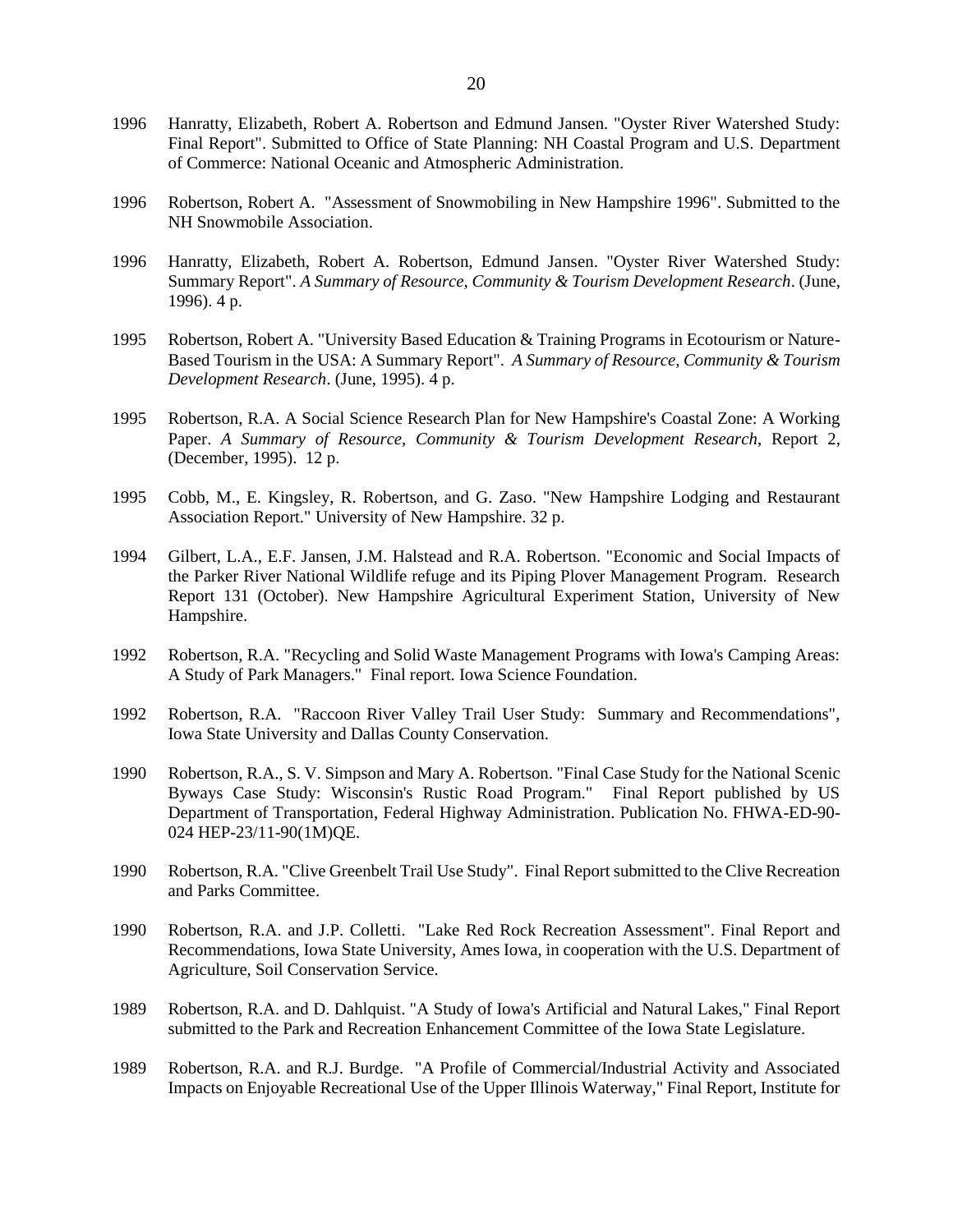1996 Hanratty, Elizabeth, Robert A. Robertson and Edmund Jansen. "Oyster River Watershed Study: Final Report". Submitted to Office of State Planning: NH Coastal Program and U.S. Department of Commerce: National Oceanic and Atmospheric Administration.

1996 Robertson, Robert A. "Assessment of Snowmobiling in New Hampshire 1996". Submitted to the NH Snowmobile Association.

1996 Hanratty, Elizabeth, Robert A. Robertson, Edmund Jansen. "Oyster River Watershed Study: Summary Report". *A Summary of Resource, Community & Tourism Development Research*. (June, 1996). 4 p.

1995 Robertson, Robert A. "University Based Education & Training Programs in Ecotourism or Nature-Based Tourism in the USA: A Summary Report". *A Summary of Resource, Community & Tourism Development Research*. (June, 1995). 4 p.

1995 Robertson, R.A. A Social Science Research Plan for New Hampshire's Coastal Zone: A Working Paper. *A Summary of Resource, Community & Tourism Development Research*, Report 2, (December, 1995). 12 p.

1995 Cobb, M., E. Kingsley, R. Robertson, and G. Zaso. "New Hampshire Lodging and Restaurant Association Report." University of New Hampshire. 32 p.

1994 Gilbert, L.A., E.F. Jansen, J.M. Halstead and R.A. Robertson. "Economic and Social Impacts of the Parker River National Wildlife refuge and its Piping Plover Management Program. Research Report 131 (October). New Hampshire Agricultural Experiment Station, University of New Hampshire.

1992 Robertson, R.A. "Recycling and Solid Waste Management Programs with Iowa's Camping Areas: A Study of Park Managers." Final report. Iowa Science Foundation.

1992 Robertson, R.A. "Raccoon River Valley Trail User Study: Summary and Recommendations", Iowa State University and Dallas County Conservation.

1990 Robertson, R.A., S. V. Simpson and Mary A. Robertson. "Final Case Study for the National Scenic Byways Case Study: Wisconsin's Rustic Road Program." Final Report published by US Department of Transportation, Federal Highway Administration. Publication No. FHWA-ED-90-024 HEP-23/11-90(1M)QE.

1990 Robertson, R.A. "Clive Greenbelt Trail Use Study". Final Report submitted to the Clive Recreation and Parks Committee.

1990 Robertson, R.A. and J.P. Colletti. "Lake Red Rock Recreation Assessment". Final Report and Recommendations, Iowa State University, Ames Iowa, in cooperation with the U.S. Department of Agriculture, Soil Conservation Service.

1989 Robertson, R.A. and D. Dahlquist. "A Study of Iowa's Artificial and Natural Lakes," Final Report submitted to the Park and Recreation Enhancement Committee of the Iowa State Legislature.

1989 Robertson, R.A. and R.J. Burdge. "A Profile of Commercial/Industrial Activity and Associated Impacts on Enjoyable Recreational Use of the Upper Illinois Waterway," Final Report, Institute for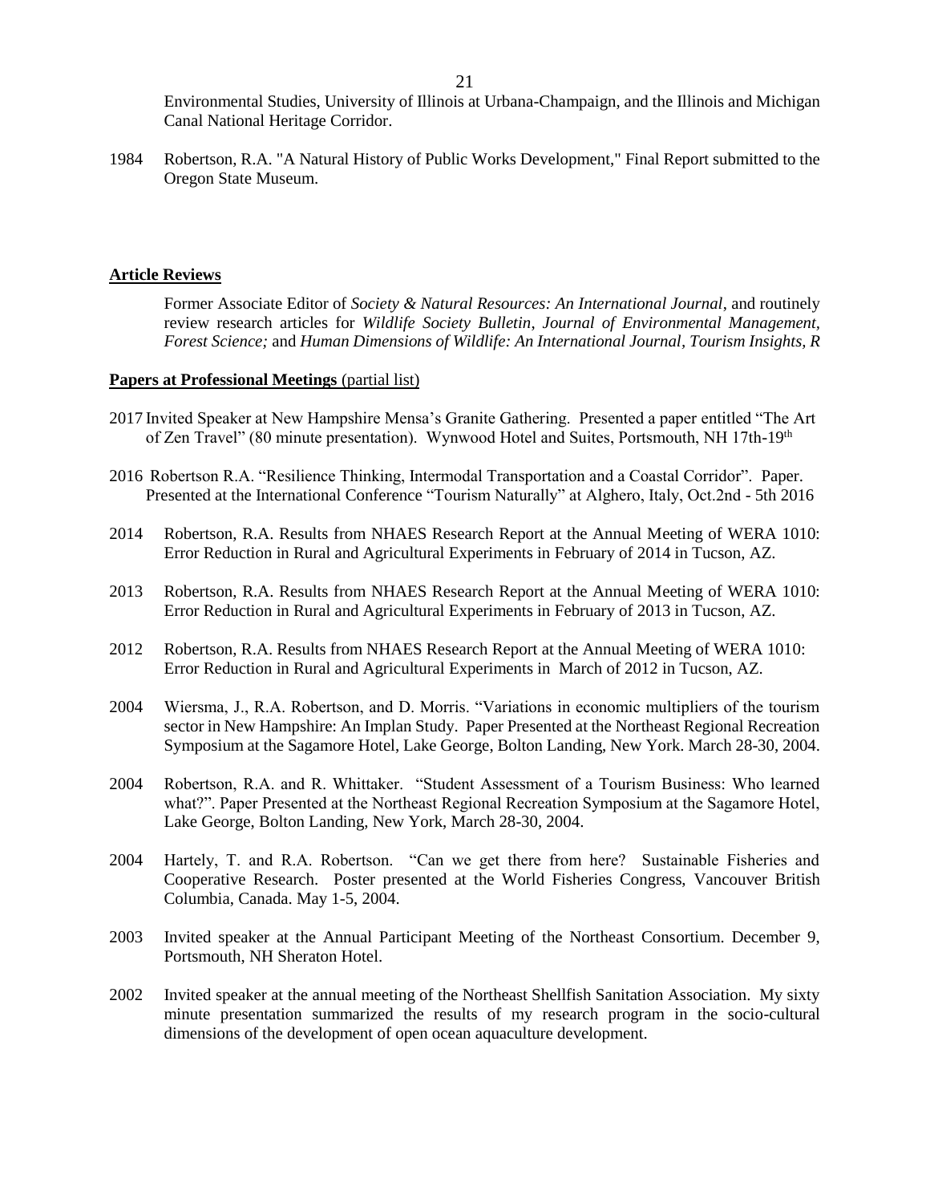Environmental Studies, University of Illinois at Urbana-Champaign, and the Illinois and Michigan Canal National Heritage Corridor.

1984 Robertson, R.A. "A Natural History of Public Works Development," Final Report submitted to the Oregon State Museum.

**Article Reviews**

Former Associate Editor of *Society & Natural Resources: An International Journal*, and routinely review research articles for *Wildlife Society Bulletin, Journal of Environmental Management, Forest Science;* and *Human Dimensions of Wildlife: An International Journal, Tourism Insights, R*

**Papers at Professional Meetings** (partial list)

2017 Invited Speaker at New Hampshire Mensa's Granite Gathering. Presented a paper entitled "The Art of Zen Travel" (80 minute presentation). Wynwood Hotel and Suites, Portsmouth, NH 17th-19th

2016 Robertson R.A. "Resilience Thinking, Intermodal Transportation and a Coastal Corridor". Paper. Presented at the International Conference "Tourism Naturally" at Alghero, Italy, Oct.2nd - 5th 2016

2014 Robertson, R.A. Results from NHAES Research Report at the Annual Meeting of WERA 1010: Error Reduction in Rural and Agricultural Experiments in February of 2014 in Tucson, AZ.

2013 Robertson, R.A. Results from NHAES Research Report at the Annual Meeting of WERA 1010: Error Reduction in Rural and Agricultural Experiments in February of 2013 in Tucson, AZ.

2012 Robertson, R.A. Results from NHAES Research Report at the Annual Meeting of WERA 1010: Error Reduction in Rural and Agricultural Experiments in March of 2012 in Tucson, AZ.

2004 Wiersma, J., R.A. Robertson, and D. Morris. "Variations in economic multipliers of the tourism sector in New Hampshire: An Implan Study. Paper Presented at the Northeast Regional Recreation Symposium at the Sagamore Hotel, Lake George, Bolton Landing, New York. March 28-30, 2004.

2004 Robertson, R.A. and R. Whittaker. "Student Assessment of a Tourism Business: Who learned what?". Paper Presented at the Northeast Regional Recreation Symposium at the Sagamore Hotel, Lake George, Bolton Landing, New York, March 28-30, 2004.

2004 Hartely, T. and R.A. Robertson. "Can we get there from here? Sustainable Fisheries and Cooperative Research. Poster presented at the World Fisheries Congress, Vancouver British Columbia, Canada. May 1-5, 2004.

2003 Invited speaker at the Annual Participant Meeting of the Northeast Consortium. December 9, Portsmouth, NH Sheraton Hotel.

2002 Invited speaker at the annual meeting of the Northeast Shellfish Sanitation Association. My sixty minute presentation summarized the results of my research program in the socio-cultural dimensions of the development of open ocean aquaculture development.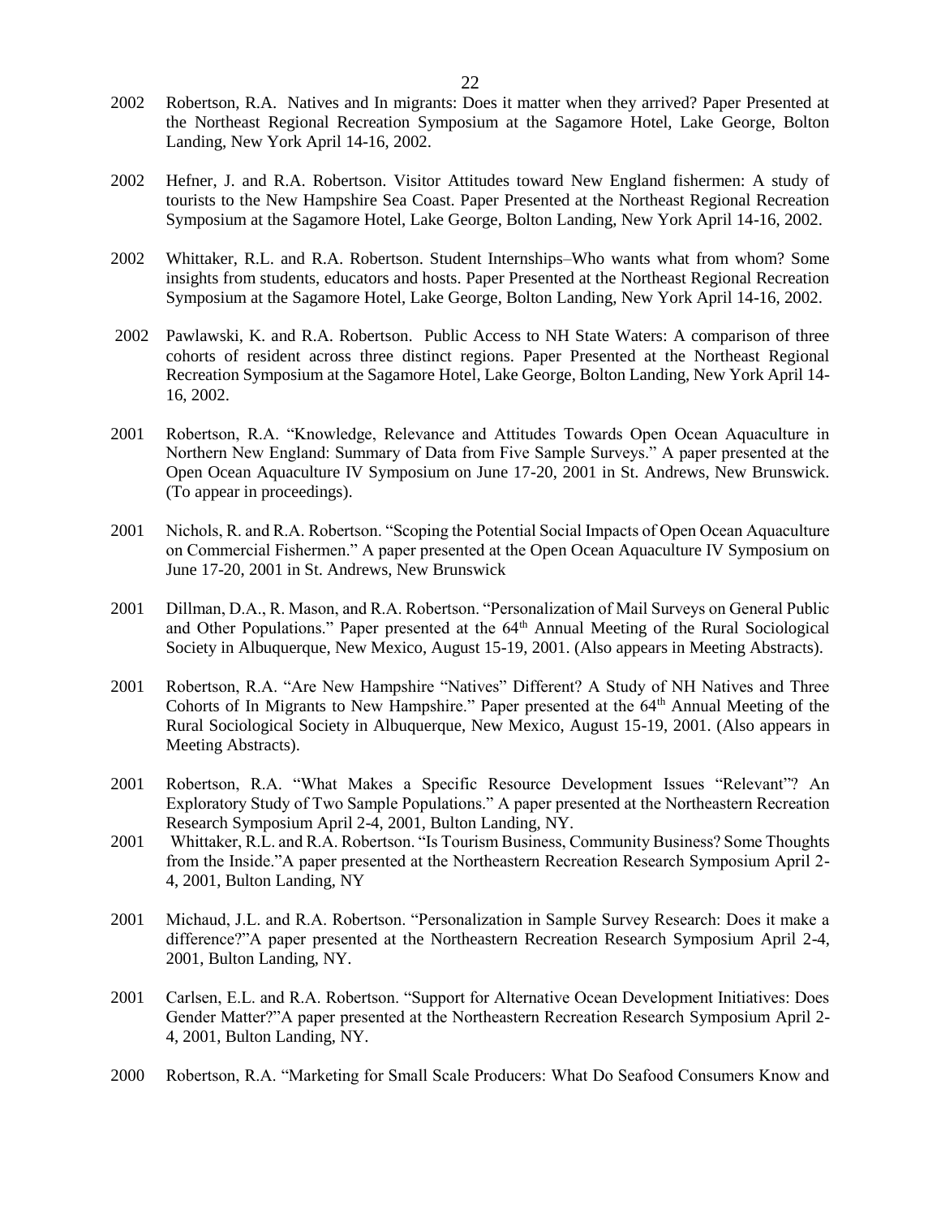2002 Robertson, R.A. Natives and In migrants: Does it matter when they arrived? Paper Presented at the Northeast Regional Recreation Symposium at the Sagamore Hotel, Lake George, Bolton Landing, New York April 14-16, 2002.

2002 Hefner, J. and R.A. Robertson. Visitor Attitudes toward New England fishermen: A study of tourists to the New Hampshire Sea Coast. Paper Presented at the Northeast Regional Recreation Symposium at the Sagamore Hotel, Lake George, Bolton Landing, New York April 14-16, 2002.

2002 Whittaker, R.L. and R.A. Robertson. Student Internships–Who wants what from whom? Some insights from students, educators and hosts. Paper Presented at the Northeast Regional Recreation Symposium at the Sagamore Hotel, Lake George, Bolton Landing, New York April 14-16, 2002.

2002 Pawlawski, K. and R.A. Robertson. Public Access to NH State Waters: A comparison of three cohorts of resident across three distinct regions. Paper Presented at the Northeast Regional Recreation Symposium at the Sagamore Hotel, Lake George, Bolton Landing, New York April 14-16, 2002.

2001 Robertson, R.A. "Knowledge, Relevance and Attitudes Towards Open Ocean Aquaculture in Northern New England: Summary of Data from Five Sample Surveys." A paper presented at the Open Ocean Aquaculture IV Symposium on June 17-20, 2001 in St. Andrews, New Brunswick. (To appear in proceedings).

2001 Nichols, R. and R.A. Robertson. "Scoping the Potential Social Impacts of Open Ocean Aquaculture on Commercial Fishermen." A paper presented at the Open Ocean Aquaculture IV Symposium on June 17-20, 2001 in St. Andrews, New Brunswick

2001 Dillman, D.A., R. Mason, and R.A. Robertson. "Personalization of Mail Surveys on General Public and Other Populations." Paper presented at the 64th Annual Meeting of the Rural Sociological Society in Albuquerque, New Mexico, August 15-19, 2001. (Also appears in Meeting Abstracts).

2001 Robertson, R.A. "Are New Hampshire "Natives" Different? A Study of NH Natives and Three Cohorts of In Migrants to New Hampshire." Paper presented at the 64th Annual Meeting of the Rural Sociological Society in Albuquerque, New Mexico, August 15-19, 2001. (Also appears in Meeting Abstracts).

2001 Robertson, R.A. "What Makes a Specific Resource Development Issues "Relevant"? An Exploratory Study of Two Sample Populations." A paper presented at the Northeastern Recreation Research Symposium April 2-4, 2001, Bulton Landing, NY.

2001 Whittaker, R.L. and R.A. Robertson. "Is Tourism Business, Community Business? Some Thoughts from the Inside."A paper presented at the Northeastern Recreation Research Symposium April 2-4, 2001, Bulton Landing, NY

2001 Michaud, J.L. and R.A. Robertson. "Personalization in Sample Survey Research: Does it make a difference?"A paper presented at the Northeastern Recreation Research Symposium April 2-4, 2001, Bulton Landing, NY.

2001 Carlsen, E.L. and R.A. Robertson. "Support for Alternative Ocean Development Initiatives: Does Gender Matter?"A paper presented at the Northeastern Recreation Research Symposium April 2-4, 2001, Bulton Landing, NY.

2000 Robertson, R.A. "Marketing for Small Scale Producers: What Do Seafood Consumers Know and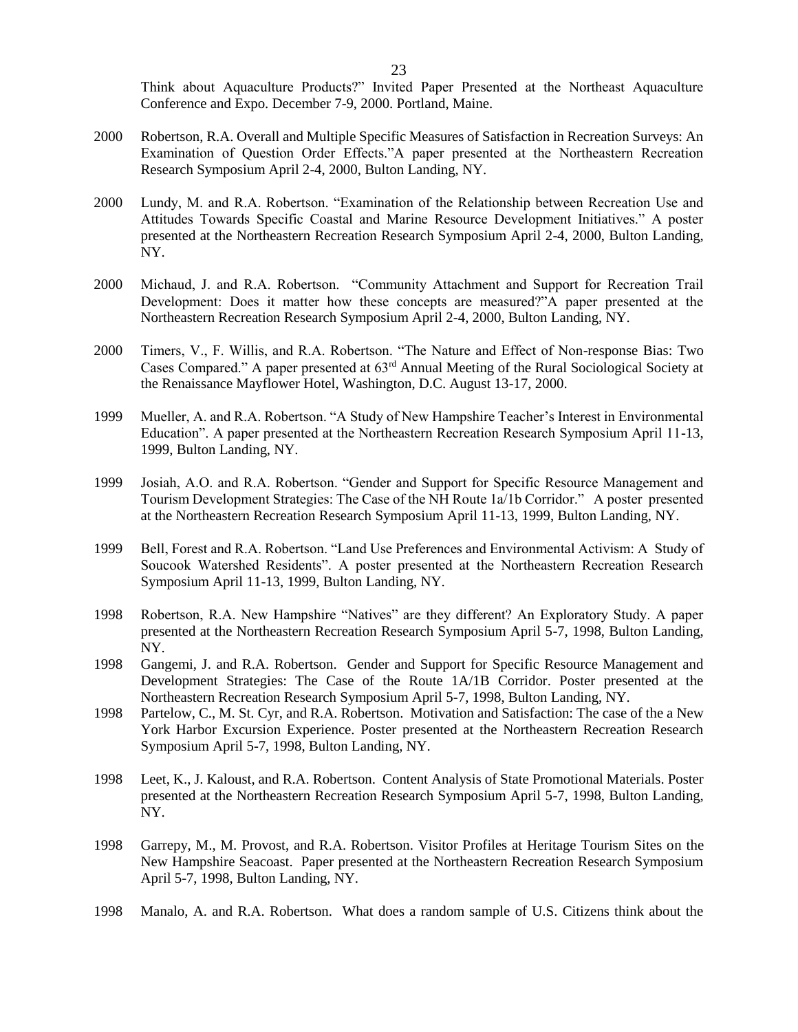Think about Aquaculture Products?" Invited Paper Presented at the Northeast Aquaculture Conference and Expo. December 7-9, 2000. Portland, Maine.

2000 Robertson, R.A. Overall and Multiple Specific Measures of Satisfaction in Recreation Surveys: An Examination of Question Order Effects."A paper presented at the Northeastern Recreation Research Symposium April 2-4, 2000, Bulton Landing, NY.

2000 Lundy, M. and R.A. Robertson. "Examination of the Relationship between Recreation Use and Attitudes Towards Specific Coastal and Marine Resource Development Initiatives." A poster presented at the Northeastern Recreation Research Symposium April 2-4, 2000, Bulton Landing, NY.

2000 Michaud, J. and R.A. Robertson. "Community Attachment and Support for Recreation Trail Development: Does it matter how these concepts are measured?"A paper presented at the Northeastern Recreation Research Symposium April 2-4, 2000, Bulton Landing, NY.

2000 Timers, V., F. Willis, and R.A. Robertson. "The Nature and Effect of Non-response Bias: Two Cases Compared." A paper presented at 63rd Annual Meeting of the Rural Sociological Society at the Renaissance Mayflower Hotel, Washington, D.C. August 13-17, 2000.

1999 Mueller, A. and R.A. Robertson. "A Study of New Hampshire Teacher's Interest in Environmental Education". A paper presented at the Northeastern Recreation Research Symposium April 11-13, 1999, Bulton Landing, NY.

1999 Josiah, A.O. and R.A. Robertson. "Gender and Support for Specific Resource Management and Tourism Development Strategies: The Case of the NH Route 1a/1b Corridor." A poster presented at the Northeastern Recreation Research Symposium April 11-13, 1999, Bulton Landing, NY.

1999 Bell, Forest and R.A. Robertson. "Land Use Preferences and Environmental Activism: A Study of Soucook Watershed Residents". A poster presented at the Northeastern Recreation Research Symposium April 11-13, 1999, Bulton Landing, NY.

1998 Robertson, R.A. New Hampshire "Natives" are they different? An Exploratory Study. A paper presented at the Northeastern Recreation Research Symposium April 5-7, 1998, Bulton Landing, NY.

1998 Gangemi, J. and R.A. Robertson. Gender and Support for Specific Resource Management and Development Strategies: The Case of the Route 1A/1B Corridor. Poster presented at the Northeastern Recreation Research Symposium April 5-7, 1998, Bulton Landing, NY.

1998 Partelow, C., M. St. Cyr, and R.A. Robertson. Motivation and Satisfaction: The case of the a New York Harbor Excursion Experience. Poster presented at the Northeastern Recreation Research Symposium April 5-7, 1998, Bulton Landing, NY.

1998 Leet, K., J. Kaloust, and R.A. Robertson. Content Analysis of State Promotional Materials. Poster presented at the Northeastern Recreation Research Symposium April 5-7, 1998, Bulton Landing, NY.

1998 Garrepy, M., M. Provost, and R.A. Robertson. Visitor Profiles at Heritage Tourism Sites on the New Hampshire Seacoast. Paper presented at the Northeastern Recreation Research Symposium April 5-7, 1998, Bulton Landing, NY.

1998 Manalo, A. and R.A. Robertson. What does a random sample of U.S. Citizens think about the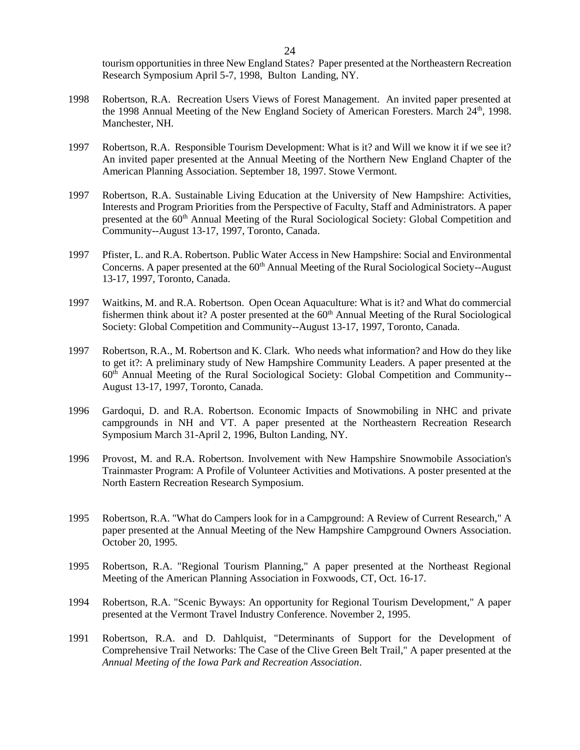tourism opportunities in three New England States? Paper presented at the Northeastern Recreation Research Symposium April 5-7, 1998, Bulton Landing, NY.

1998 Robertson, R.A. Recreation Users Views of Forest Management. An invited paper presented at the 1998 Annual Meeting of the New England Society of American Foresters. March 24th, 1998. Manchester, NH.

1997 Robertson, R.A. Responsible Tourism Development: What is it? and Will we know it if we see it? An invited paper presented at the Annual Meeting of the Northern New England Chapter of the American Planning Association. September 18, 1997. Stowe Vermont.

1997 Robertson, R.A. Sustainable Living Education at the University of New Hampshire: Activities, Interests and Program Priorities from the Perspective of Faculty, Staff and Administrators. A paper presented at the 60th Annual Meeting of the Rural Sociological Society: Global Competition and Community--August 13-17, 1997, Toronto, Canada.

1997 Pfister, L. and R.A. Robertson. Public Water Access in New Hampshire: Social and Environmental Concerns. A paper presented at the 60th Annual Meeting of the Rural Sociological Society--August 13-17, 1997, Toronto, Canada.

1997 Waitkins, M. and R.A. Robertson. Open Ocean Aquaculture: What is it? and What do commercial fishermen think about it? A poster presented at the 60th Annual Meeting of the Rural Sociological Society: Global Competition and Community--August 13-17, 1997, Toronto, Canada.

1997 Robertson, R.A., M. Robertson and K. Clark. Who needs what information? and How do they like to get it?: A preliminary study of New Hampshire Community Leaders. A paper presented at the 60th Annual Meeting of the Rural Sociological Society: Global Competition and Community--August 13-17, 1997, Toronto, Canada.

1996 Gardoqui, D. and R.A. Robertson. Economic Impacts of Snowmobiling in NHC and private campgrounds in NH and VT. A paper presented at the Northeastern Recreation Research Symposium March 31-April 2, 1996, Bulton Landing, NY.

1996 Provost, M. and R.A. Robertson. Involvement with New Hampshire Snowmobile Association's Trainmaster Program: A Profile of Volunteer Activities and Motivations. A poster presented at the North Eastern Recreation Research Symposium.

1995 Robertson, R.A. "What do Campers look for in a Campground: A Review of Current Research," A paper presented at the Annual Meeting of the New Hampshire Campground Owners Association. October 20, 1995.

1995 Robertson, R.A. "Regional Tourism Planning," A paper presented at the Northeast Regional Meeting of the American Planning Association in Foxwoods, CT, Oct. 16-17.

1994 Robertson, R.A. "Scenic Byways: An opportunity for Regional Tourism Development," A paper presented at the Vermont Travel Industry Conference. November 2, 1995.

1991 Robertson, R.A. and D. Dahlquist, "Determinants of Support for the Development of Comprehensive Trail Networks: The Case of the Clive Green Belt Trail," A paper presented at the *Annual Meeting of the Iowa Park and Recreation Association*.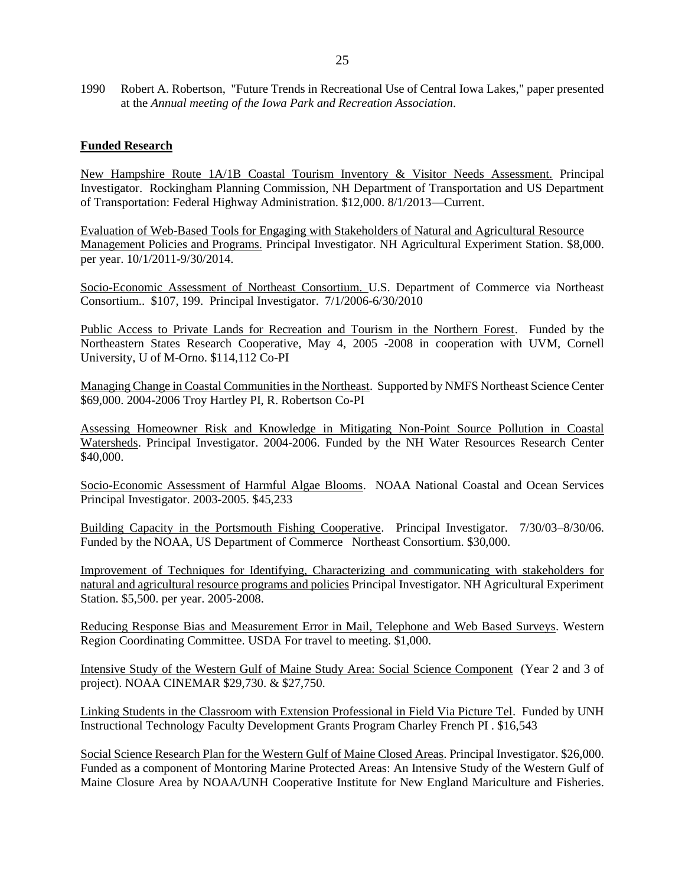1990 Robert A. Robertson, "Future Trends in Recreational Use of Central Iowa Lakes," paper presented at the *Annual meeting of the Iowa Park and Recreation Association*.

## Funded Research

New Hampshire Route 1A/1B Coastal Tourism Inventory & Visitor Needs Assessment. Principal Investigator. Rockingham Planning Commission, NH Department of Transportation and US Department of Transportation: Federal Highway Administration. $12,000. 8/1/2013—Current.

Evaluation of Web-Based Tools for Engaging with Stakeholders of Natural and Agricultural Resource Management Policies and Programs. Principal Investigator. NH Agricultural Experiment Station. $8,000. per year. 10/1/2011-9/30/2014.

Socio-Economic Assessment of Northeast Consortium. U.S. Department of Commerce via Northeast Consortium.. $107, 199. Principal Investigator. 7/1/2006-6/30/2010

Public Access to Private Lands for Recreation and Tourism in the Northern Forest. Funded by the Northeastern States Research Cooperative, May 4, 2005 -2008 in cooperation with UVM, Cornell University, U of M-Orno. $114,112 Co-PI

Managing Change in Coastal Communities in the Northeast. Supported by NMFS Northeast Science Center $69,000. 2004-2006 Troy Hartley PI, R. Robertson Co-PI

Assessing Homeowner Risk and Knowledge in Mitigating Non-Point Source Pollution in Coastal Watersheds. Principal Investigator. 2004-2006. Funded by the NH Water Resources Research Center $40,000.

Socio-Economic Assessment of Harmful Algae Blooms. NOAA National Coastal and Ocean Services Principal Investigator. 2003-2005. $45,233

Building Capacity in the Portsmouth Fishing Cooperative. Principal Investigator. 7/30/03–8/30/06. Funded by the NOAA, US Department of Commerce Northeast Consortium. $30,000.

Improvement of Techniques for Identifying, Characterizing and communicating with stakeholders for natural and agricultural resource programs and policies Principal Investigator. NH Agricultural Experiment Station. $5,500. per year. 2005-2008.

Reducing Response Bias and Measurement Error in Mail, Telephone and Web Based Surveys. Western Region Coordinating Committee. USDA For travel to meeting. $1,000.

Intensive Study of the Western Gulf of Maine Study Area: Social Science Component (Year 2 and 3 of project). NOAA CINEMAR $29,730. & $27,750.

Linking Students in the Classroom with Extension Professional in Field Via Picture Tel. Funded by UNH Instructional Technology Faculty Development Grants Program Charley French PI . $16,543

Social Science Research Plan for the Western Gulf of Maine Closed Areas. Principal Investigator. $26,000. Funded as a component of Montoring Marine Protected Areas: An Intensive Study of the Western Gulf of Maine Closure Area by NOAA/UNH Cooperative Institute for New England Mariculture and Fisheries.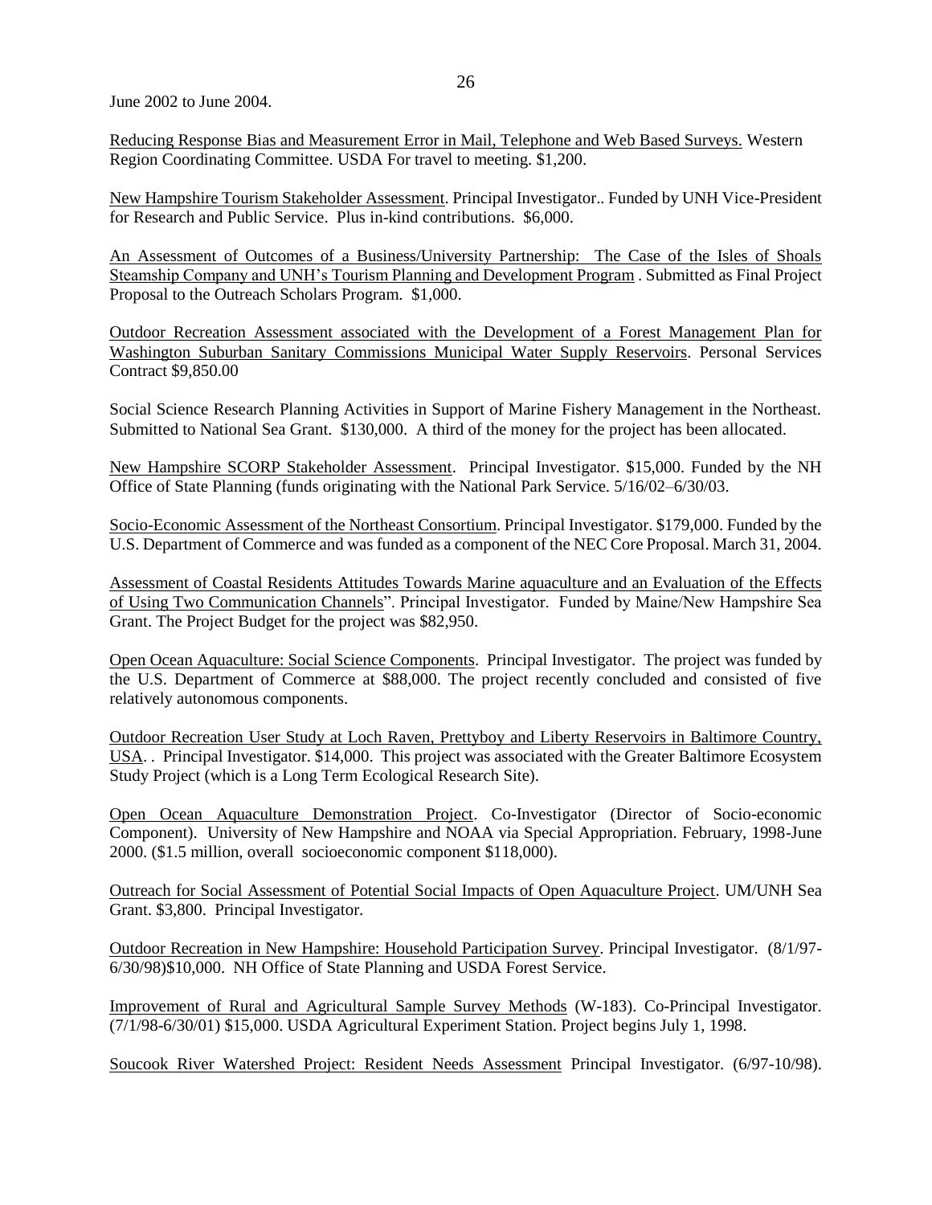June 2002 to June 2004.

Reducing Response Bias and Measurement Error in Mail, Telephone and Web Based Surveys. Western Region Coordinating Committee. USDA For travel to meeting. $1,200.

New Hampshire Tourism Stakeholder Assessment. Principal Investigator.. Funded by UNH Vice-President for Research and Public Service. Plus in-kind contributions. $6,000.

An Assessment of Outcomes of a Business/University Partnership: The Case of the Isles of Shoals Steamship Company and UNH's Tourism Planning and Development Program . Submitted as Final Project Proposal to the Outreach Scholars Program. $1,000.

Outdoor Recreation Assessment associated with the Development of a Forest Management Plan for Washington Suburban Sanitary Commissions Municipal Water Supply Reservoirs. Personal Services Contract $9,850.00

Social Science Research Planning Activities in Support of Marine Fishery Management in the Northeast. Submitted to National Sea Grant. $130,000. A third of the money for the project has been allocated.

New Hampshire SCORP Stakeholder Assessment. Principal Investigator. $15,000. Funded by the NH Office of State Planning (funds originating with the National Park Service. 5/16/02–6/30/03.

Socio-Economic Assessment of the Northeast Consortium. Principal Investigator. $179,000. Funded by the U.S. Department of Commerce and was funded as a component of the NEC Core Proposal. March 31, 2004.

Assessment of Coastal Residents Attitudes Towards Marine aquaculture and an Evaluation of the Effects of Using Two Communication Channels". Principal Investigator. Funded by Maine/New Hampshire Sea Grant. The Project Budget for the project was $82,950.

Open Ocean Aquaculture: Social Science Components. Principal Investigator. The project was funded by the U.S. Department of Commerce at $88,000. The project recently concluded and consisted of five relatively autonomous components.

Outdoor Recreation User Study at Loch Raven, Prettyboy and Liberty Reservoirs in Baltimore Country, USA. . Principal Investigator. $14,000. This project was associated with the Greater Baltimore Ecosystem Study Project (which is a Long Term Ecological Research Site).

Open Ocean Aquaculture Demonstration Project. Co-Investigator (Director of Socio-economic Component). University of New Hampshire and NOAA via Special Appropriation. February, 1998-June 2000. ($1.5 million, overall socioeconomic component $118,000).

Outreach for Social Assessment of Potential Social Impacts of Open Aquaculture Project. UM/UNH Sea Grant. $3,800. Principal Investigator.

Outdoor Recreation in New Hampshire: Household Participation Survey. Principal Investigator. (8/1/97-6/30/98)$10,000. NH Office of State Planning and USDA Forest Service.

Improvement of Rural and Agricultural Sample Survey Methods (W-183). Co-Principal Investigator. (7/1/98-6/30/01) $15,000. USDA Agricultural Experiment Station. Project begins July 1, 1998.

Soucook River Watershed Project: Resident Needs Assessment Principal Investigator. (6/97-10/98).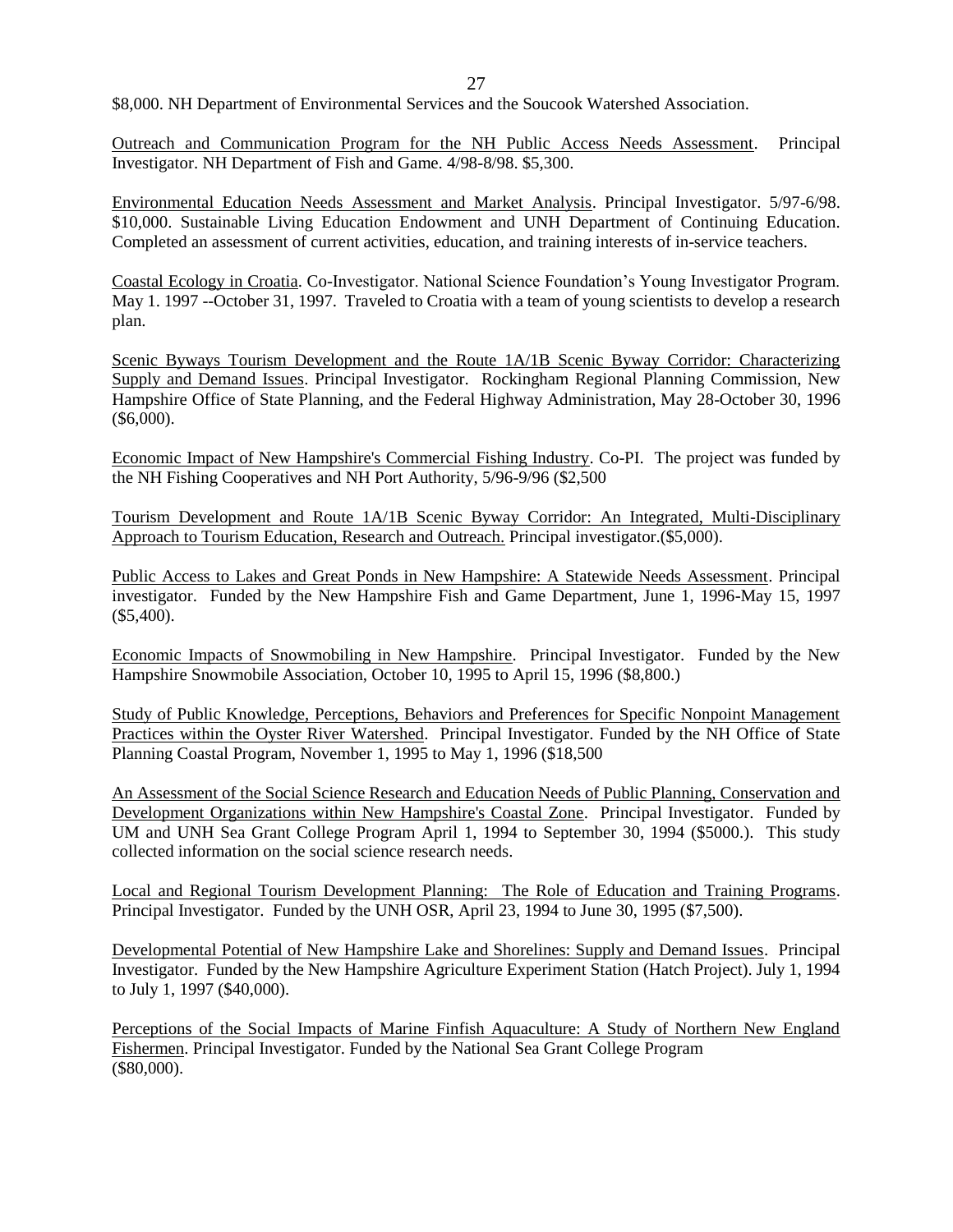$8,000. NH Department of Environmental Services and the Soucook Watershed Association.

Outreach and Communication Program for the NH Public Access Needs Assessment. Principal Investigator. NH Department of Fish and Game. 4/98-8/98. $5,300.

Environmental Education Needs Assessment and Market Analysis. Principal Investigator. 5/97-6/98. $10,000. Sustainable Living Education Endowment and UNH Department of Continuing Education. Completed an assessment of current activities, education, and training interests of in-service teachers.

Coastal Ecology in Croatia. Co-Investigator. National Science Foundation's Young Investigator Program. May 1. 1997 --October 31, 1997. Traveled to Croatia with a team of young scientists to develop a research plan.

Scenic Byways Tourism Development and the Route 1A/1B Scenic Byway Corridor: Characterizing Supply and Demand Issues. Principal Investigator. Rockingham Regional Planning Commission, New Hampshire Office of State Planning, and the Federal Highway Administration, May 28-October 30, 1996 ($6,000).

Economic Impact of New Hampshire's Commercial Fishing Industry. Co-PI. The project was funded by the NH Fishing Cooperatives and NH Port Authority, 5/96-9/96 ($2,500

Tourism Development and Route 1A/1B Scenic Byway Corridor: An Integrated, Multi-Disciplinary Approach to Tourism Education, Research and Outreach. Principal investigator.($5,000).

Public Access to Lakes and Great Ponds in New Hampshire: A Statewide Needs Assessment. Principal investigator. Funded by the New Hampshire Fish and Game Department, June 1, 1996-May 15, 1997 ($5,400).

Economic Impacts of Snowmobiling in New Hampshire. Principal Investigator. Funded by the New Hampshire Snowmobile Association, October 10, 1995 to April 15, 1996 ($8,800.)

Study of Public Knowledge, Perceptions, Behaviors and Preferences for Specific Nonpoint Management Practices within the Oyster River Watershed. Principal Investigator. Funded by the NH Office of State Planning Coastal Program, November 1, 1995 to May 1, 1996 ($18,500

An Assessment of the Social Science Research and Education Needs of Public Planning, Conservation and Development Organizations within New Hampshire's Coastal Zone. Principal Investigator. Funded by UM and UNH Sea Grant College Program April 1, 1994 to September 30, 1994 ($5000.). This study collected information on the social science research needs.

Local and Regional Tourism Development Planning: The Role of Education and Training Programs. Principal Investigator. Funded by the UNH OSR, April 23, 1994 to June 30, 1995 ($7,500).

Developmental Potential of New Hampshire Lake and Shorelines: Supply and Demand Issues. Principal Investigator. Funded by the New Hampshire Agriculture Experiment Station (Hatch Project). July 1, 1994 to July 1, 1997 ($40,000).

Perceptions of the Social Impacts of Marine Finfish Aquaculture: A Study of Northern New England Fishermen. Principal Investigator. Funded by the National Sea Grant College Program ($80,000).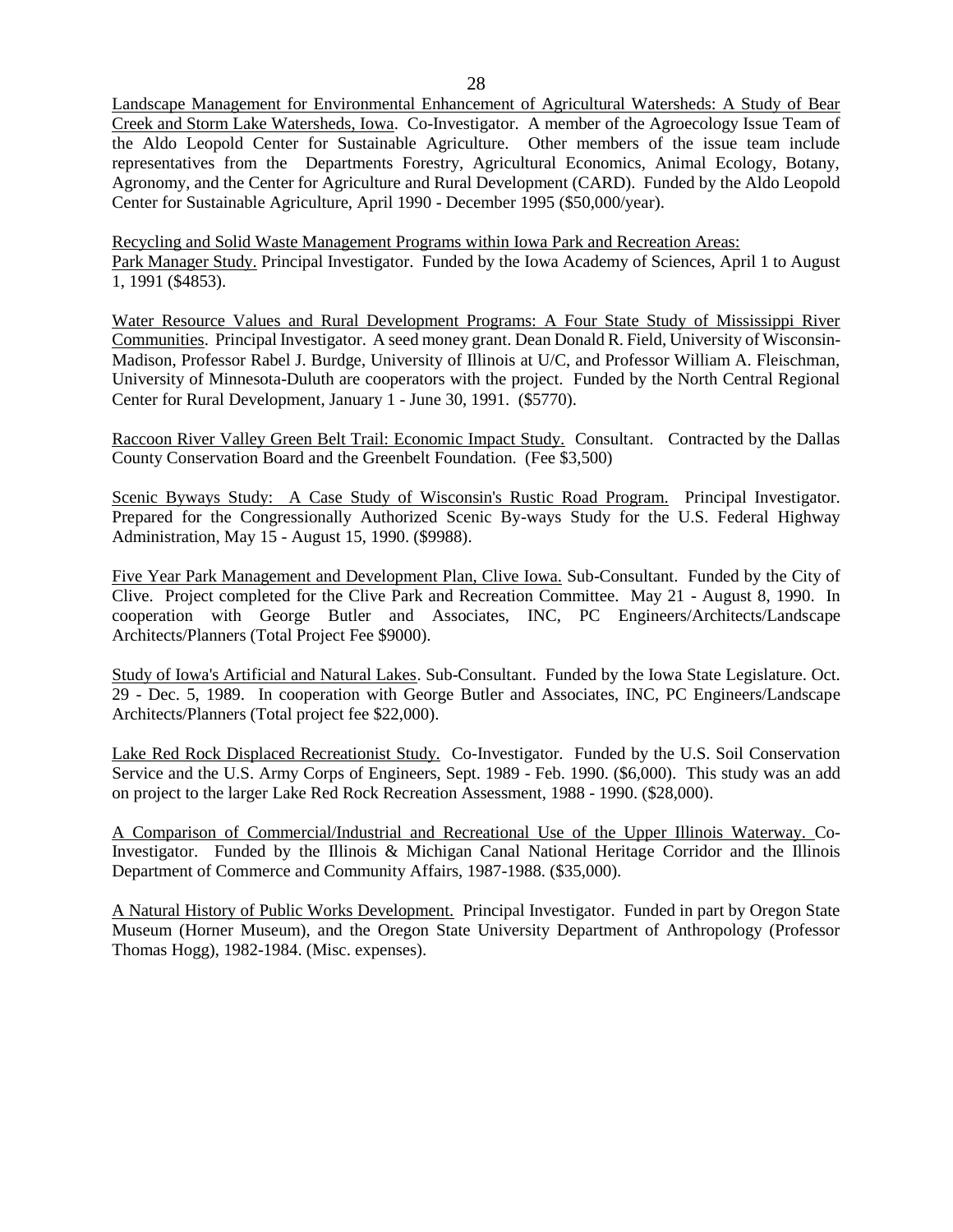Landscape Management for Environmental Enhancement of Agricultural Watersheds: A Study of Bear Creek and Storm Lake Watersheds, Iowa. Co-Investigator. A member of the Agroecology Issue Team of the Aldo Leopold Center for Sustainable Agriculture. Other members of the issue team include representatives from the Departments Forestry, Agricultural Economics, Animal Ecology, Botany, Agronomy, and the Center for Agriculture and Rural Development (CARD). Funded by the Aldo Leopold Center for Sustainable Agriculture, April 1990 - December 1995 ($50,000/year).

Recycling and Solid Waste Management Programs within Iowa Park and Recreation Areas: Park Manager Study. Principal Investigator. Funded by the Iowa Academy of Sciences, April 1 to August 1, 1991 ($4853).

Water Resource Values and Rural Development Programs: A Four State Study of Mississippi River Communities. Principal Investigator. A seed money grant. Dean Donald R. Field, University of Wisconsin-Madison, Professor Rabel J. Burdge, University of Illinois at U/C, and Professor William A. Fleischman, University of Minnesota-Duluth are cooperators with the project. Funded by the North Central Regional Center for Rural Development, January 1 - June 30, 1991. ($5770).

Raccoon River Valley Green Belt Trail: Economic Impact Study. Consultant. Contracted by the Dallas County Conservation Board and the Greenbelt Foundation. (Fee $3,500)

Scenic Byways Study: A Case Study of Wisconsin's Rustic Road Program. Principal Investigator. Prepared for the Congressionally Authorized Scenic By-ways Study for the U.S. Federal Highway Administration, May 15 - August 15, 1990. ($9988).

Five Year Park Management and Development Plan, Clive Iowa. Sub-Consultant. Funded by the City of Clive. Project completed for the Clive Park and Recreation Committee. May 21 - August 8, 1990. In cooperation with George Butler and Associates, INC, PC Engineers/Architects/Landscape Architects/Planners (Total Project Fee $9000).

Study of Iowa's Artificial and Natural Lakes. Sub-Consultant. Funded by the Iowa State Legislature. Oct. 29 - Dec. 5, 1989. In cooperation with George Butler and Associates, INC, PC Engineers/Landscape Architects/Planners (Total project fee $22,000).

Lake Red Rock Displaced Recreationist Study. Co-Investigator. Funded by the U.S. Soil Conservation Service and the U.S. Army Corps of Engineers, Sept. 1989 - Feb. 1990. ($6,000). This study was an add on project to the larger Lake Red Rock Recreation Assessment, 1988 - 1990. ($28,000).

A Comparison of Commercial/Industrial and Recreational Use of the Upper Illinois Waterway. Co-Investigator. Funded by the Illinois & Michigan Canal National Heritage Corridor and the Illinois Department of Commerce and Community Affairs, 1987-1988. ($35,000).

A Natural History of Public Works Development. Principal Investigator. Funded in part by Oregon State Museum (Horner Museum), and the Oregon State University Department of Anthropology (Professor Thomas Hogg), 1982-1984. (Misc. expenses).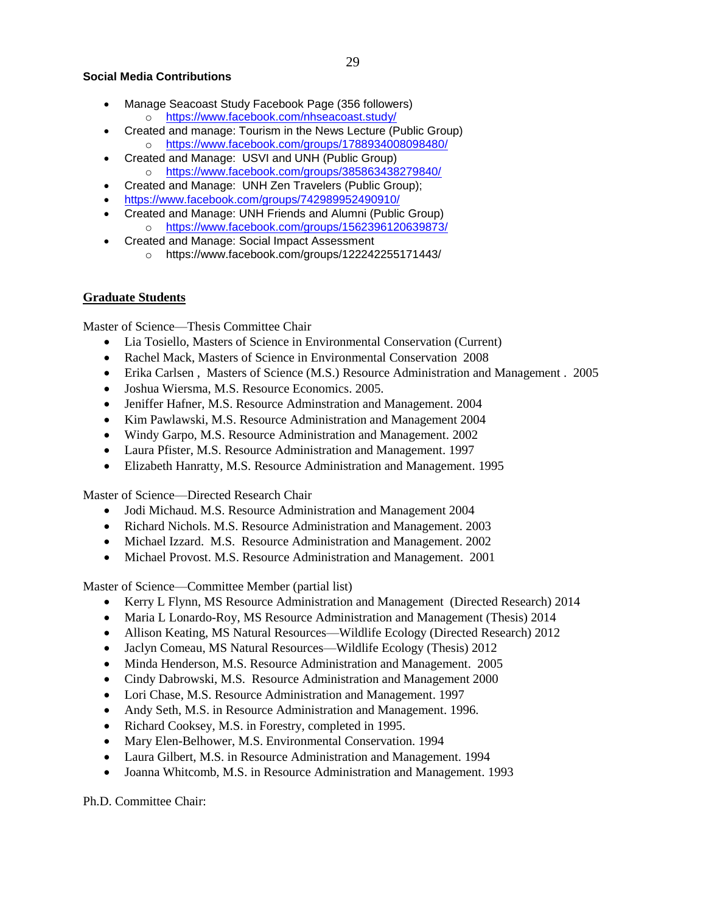**Social Media Contributions**

- Manage Seacoast Study Facebook Page (356 followers)
  - https://www.facebook.com/nhseacoast.study/
- Created and manage: Tourism in the News Lecture (Public Group)
  - https://www.facebook.com/groups/1788934008098480/
- Created and Manage: USVI and UNH (Public Group)
  - https://www.facebook.com/groups/385863438279840/
- Created and Manage: UNH Zen Travelers (Public Group);
- https://www.facebook.com/groups/742989952490910/
- Created and Manage: UNH Friends and Alumni (Public Group)
  - https://www.facebook.com/groups/1562396120639873/
- Created and Manage: Social Impact Assessment
  - https://www.facebook.com/groups/122242255171443/

## Graduate Students

Master of Science—Thesis Committee Chair

- Lia Tosiello, Masters of Science in Environmental Conservation (Current)
- Rachel Mack, Masters of Science in Environmental Conservation 2008
- Erika Carlsen , Masters of Science (M.S.) Resource Administration and Management . 2005
- Joshua Wiersma, M.S. Resource Economics. 2005.
- Jeniffer Hafner, M.S. Resource Adminstration and Management. 2004
- Kim Pawlawski, M.S. Resource Administration and Management 2004
- Windy Garpo, M.S. Resource Administration and Management. 2002
- Laura Pfister, M.S. Resource Administration and Management. 1997
- Elizabeth Hanratty, M.S. Resource Administration and Management. 1995

Master of Science—Directed Research Chair

- Jodi Michaud. M.S. Resource Administration and Management 2004
- Richard Nichols. M.S. Resource Administration and Management. 2003
- Michael Izzard. M.S. Resource Administration and Management. 2002
- Michael Provost. M.S. Resource Administration and Management. 2001

Master of Science—Committee Member (partial list)

- Kerry L Flynn, MS Resource Administration and Management (Directed Research) 2014
- Maria L Lonardo-Roy, MS Resource Administration and Management (Thesis) 2014
- Allison Keating, MS Natural Resources—Wildlife Ecology (Directed Research) 2012
- Jaclyn Comeau, MS Natural Resources—Wildlife Ecology (Thesis) 2012
- Minda Henderson, M.S. Resource Administration and Management. 2005
- Cindy Dabrowski, M.S. Resource Administration and Management 2000
- Lori Chase, M.S. Resource Administration and Management. 1997
- Andy Seth, M.S. in Resource Administration and Management. 1996.
- Richard Cooksey, M.S. in Forestry, completed in 1995.
- Mary Elen-Belhower, M.S. Environmental Conservation. 1994
- Laura Gilbert, M.S. in Resource Administration and Management. 1994
- Joanna Whitcomb, M.S. in Resource Administration and Management. 1993

Ph.D. Committee Chair: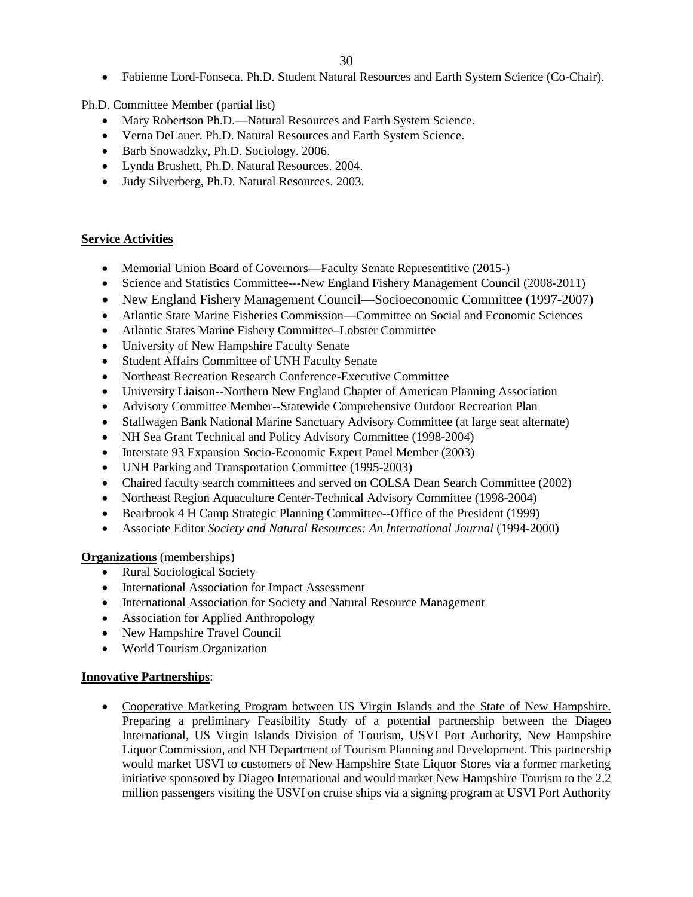- Fabienne Lord-Fonseca. Ph.D. Student Natural Resources and Earth System Science (Co-Chair).

Ph.D. Committee Member (partial list)

- Mary Robertson Ph.D.—Natural Resources and Earth System Science.
- Verna DeLauer. Ph.D. Natural Resources and Earth System Science.
- Barb Snowadzky, Ph.D. Sociology. 2006.
- Lynda Brushett, Ph.D. Natural Resources. 2004.
- Judy Silverberg, Ph.D. Natural Resources. 2003.

**Service Activities**

- Memorial Union Board of Governors—Faculty Senate Representitive (2015-)
- Science and Statistics Committee---New England Fishery Management Council (2008-2011)
- New England Fishery Management Council—Socioeconomic Committee (1997-2007)
- Atlantic State Marine Fisheries Commission—Committee on Social and Economic Sciences
- Atlantic States Marine Fishery Committee–Lobster Committee
- University of New Hampshire Faculty Senate
- Student Affairs Committee of UNH Faculty Senate
- Northeast Recreation Research Conference-Executive Committee
- University Liaison--Northern New England Chapter of American Planning Association
- Advisory Committee Member--Statewide Comprehensive Outdoor Recreation Plan
- Stallwagen Bank National Marine Sanctuary Advisory Committee (at large seat alternate)
- NH Sea Grant Technical and Policy Advisory Committee (1998-2004)
- Interstate 93 Expansion Socio-Economic Expert Panel Member (2003)
- UNH Parking and Transportation Committee (1995-2003)
- Chaired faculty search committees and served on COLSA Dean Search Committee (2002)
- Northeast Region Aquaculture Center-Technical Advisory Committee (1998-2004)
- Bearbrook 4 H Camp Strategic Planning Committee--Office of the President (1999)
- Associate Editor *Society and Natural Resources: An International Journal* (1994-2000)

**Organizations** (memberships)

- Rural Sociological Society
- International Association for Impact Assessment
- International Association for Society and Natural Resource Management
- Association for Applied Anthropology
- New Hampshire Travel Council
- World Tourism Organization

**Innovative Partnerships**:

- Cooperative Marketing Program between US Virgin Islands and the State of New Hampshire. Preparing a preliminary Feasibility Study of a potential partnership between the Diageo International, US Virgin Islands Division of Tourism, USVI Port Authority, New Hampshire Liquor Commission, and NH Department of Tourism Planning and Development. This partnership would market USVI to customers of New Hampshire State Liquor Stores via a former marketing initiative sponsored by Diageo International and would market New Hampshire Tourism to the 2.2 million passengers visiting the USVI on cruise ships via a signing program at USVI Port Authority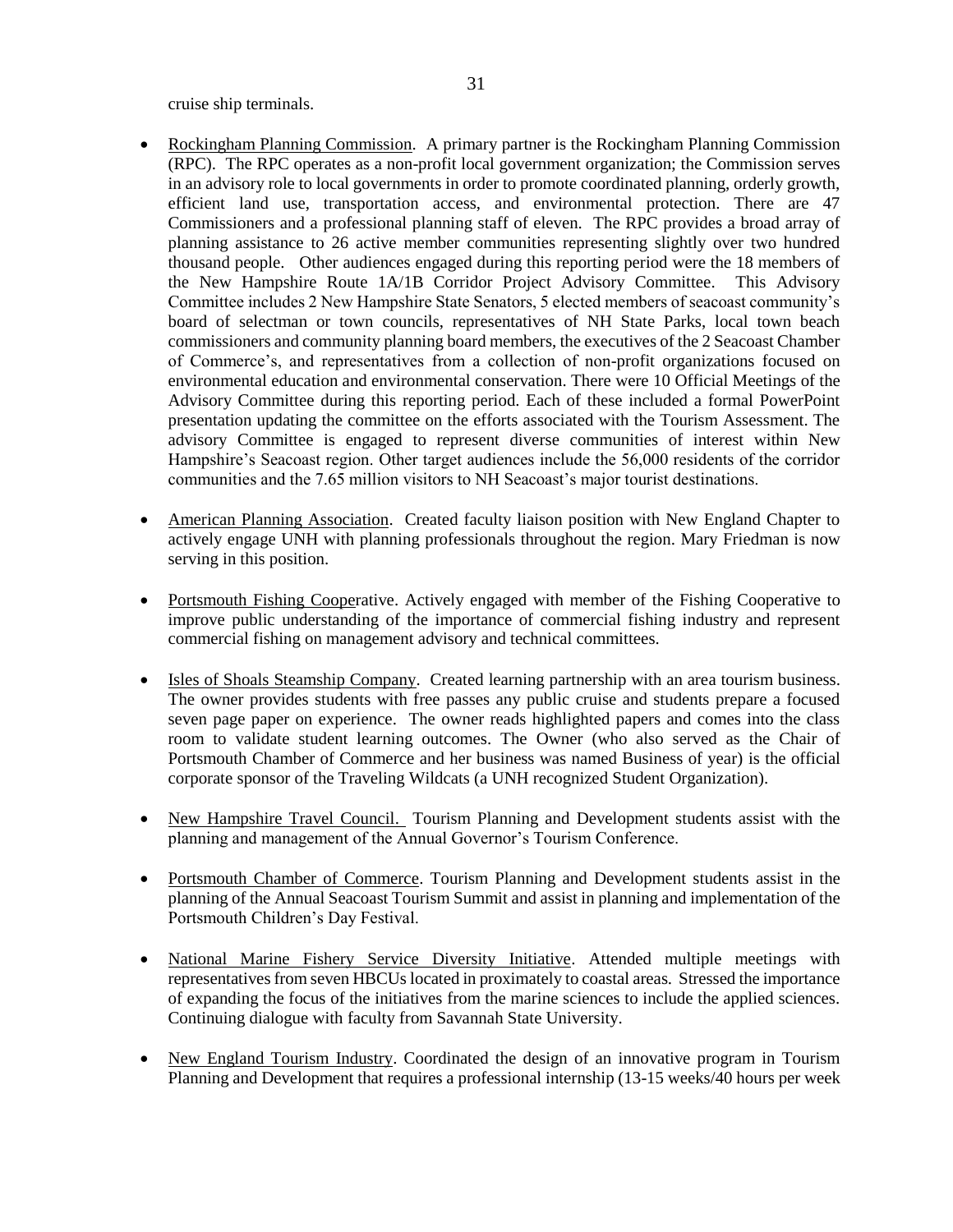cruise ship terminals.

- Rockingham Planning Commission. A primary partner is the Rockingham Planning Commission (RPC). The RPC operates as a non-profit local government organization; the Commission serves in an advisory role to local governments in order to promote coordinated planning, orderly growth, efficient land use, transportation access, and environmental protection. There are 47 Commissioners and a professional planning staff of eleven. The RPC provides a broad array of planning assistance to 26 active member communities representing slightly over two hundred thousand people. Other audiences engaged during this reporting period were the 18 members of the New Hampshire Route 1A/1B Corridor Project Advisory Committee. This Advisory Committee includes 2 New Hampshire State Senators, 5 elected members of seacoast community's board of selectman or town councils, representatives of NH State Parks, local town beach commissioners and community planning board members, the executives of the 2 Seacoast Chamber of Commerce's, and representatives from a collection of non-profit organizations focused on environmental education and environmental conservation. There were 10 Official Meetings of the Advisory Committee during this reporting period. Each of these included a formal PowerPoint presentation updating the committee on the efforts associated with the Tourism Assessment. The advisory Committee is engaged to represent diverse communities of interest within New Hampshire's Seacoast region. Other target audiences include the 56,000 residents of the corridor communities and the 7.65 million visitors to NH Seacoast's major tourist destinations.

- American Planning Association. Created faculty liaison position with New England Chapter to actively engage UNH with planning professionals throughout the region. Mary Friedman is now serving in this position.

- Portsmouth Fishing Cooperative. Actively engaged with member of the Fishing Cooperative to improve public understanding of the importance of commercial fishing industry and represent commercial fishing on management advisory and technical committees.

- Isles of Shoals Steamship Company. Created learning partnership with an area tourism business. The owner provides students with free passes any public cruise and students prepare a focused seven page paper on experience. The owner reads highlighted papers and comes into the class room to validate student learning outcomes. The Owner (who also served as the Chair of Portsmouth Chamber of Commerce and her business was named Business of year) is the official corporate sponsor of the Traveling Wildcats (a UNH recognized Student Organization).

- New Hampshire Travel Council. Tourism Planning and Development students assist with the planning and management of the Annual Governor's Tourism Conference.

- Portsmouth Chamber of Commerce. Tourism Planning and Development students assist in the planning of the Annual Seacoast Tourism Summit and assist in planning and implementation of the Portsmouth Children's Day Festival.

- National Marine Fishery Service Diversity Initiative. Attended multiple meetings with representatives from seven HBCUs located in proximately to coastal areas. Stressed the importance of expanding the focus of the initiatives from the marine sciences to include the applied sciences. Continuing dialogue with faculty from Savannah State University.

- New England Tourism Industry. Coordinated the design of an innovative program in Tourism Planning and Development that requires a professional internship (13-15 weeks/40 hours per week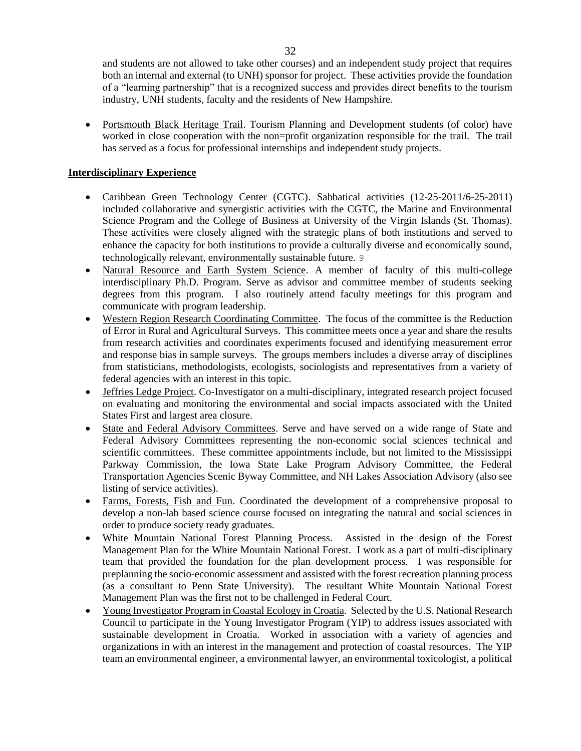and students are not allowed to take other courses) and an independent study project that requires both an internal and external (to UNH) sponsor for project. These activities provide the foundation of a "learning partnership" that is a recognized success and provides direct benefits to the tourism industry, UNH students, faculty and the residents of New Hampshire.

- Portsmouth Black Heritage Trail. Tourism Planning and Development students (of color) have worked in close cooperation with the non=profit organization responsible for the trail. The trail has served as a focus for professional internships and independent study projects.

**Interdisciplinary Experience**

- Caribbean Green Technology Center (CGTC). Sabbatical activities (12-25-2011/6-25-2011) included collaborative and synergistic activities with the CGTC, the Marine and Environmental Science Program and the College of Business at University of the Virgin Islands (St. Thomas). These activities were closely aligned with the strategic plans of both institutions and served to enhance the capacity for both institutions to provide a culturally diverse and economically sound, technologically relevant, environmentally sustainable future. 9
- Natural Resource and Earth System Science. A member of faculty of this multi-college interdisciplinary Ph.D. Program. Serve as advisor and committee member of students seeking degrees from this program. I also routinely attend faculty meetings for this program and communicate with program leadership.
- Western Region Research Coordinating Committee. The focus of the committee is the Reduction of Error in Rural and Agricultural Surveys. This committee meets once a year and share the results from research activities and coordinates experiments focused and identifying measurement error and response bias in sample surveys. The groups members includes a diverse array of disciplines from statisticians, methodologists, ecologists, sociologists and representatives from a variety of federal agencies with an interest in this topic.
- Jeffries Ledge Project. Co-Investigator on a multi-disciplinary, integrated research project focused on evaluating and monitoring the environmental and social impacts associated with the United States First and largest area closure.
- State and Federal Advisory Committees. Serve and have served on a wide range of State and Federal Advisory Committees representing the non-economic social sciences technical and scientific committees. These committee appointments include, but not limited to the Mississippi Parkway Commission, the Iowa State Lake Program Advisory Committee, the Federal Transportation Agencies Scenic Byway Committee, and NH Lakes Association Advisory (also see listing of service activities).
- Farms, Forests, Fish and Fun. Coordinated the development of a comprehensive proposal to develop a non-lab based science course focused on integrating the natural and social sciences in order to produce society ready graduates.
- White Mountain National Forest Planning Process. Assisted in the design of the Forest Management Plan for the White Mountain National Forest. I work as a part of multi-disciplinary team that provided the foundation for the plan development process. I was responsible for preplanning the socio-economic assessment and assisted with the forest recreation planning process (as a consultant to Penn State University). The resultant White Mountain National Forest Management Plan was the first not to be challenged in Federal Court.
- Young Investigator Program in Coastal Ecology in Croatia. Selected by the U.S. National Research Council to participate in the Young Investigator Program (YIP) to address issues associated with sustainable development in Croatia. Worked in association with a variety of agencies and organizations in with an interest in the management and protection of coastal resources. The YIP team an environmental engineer, a environmental lawyer, an environmental toxicologist, a political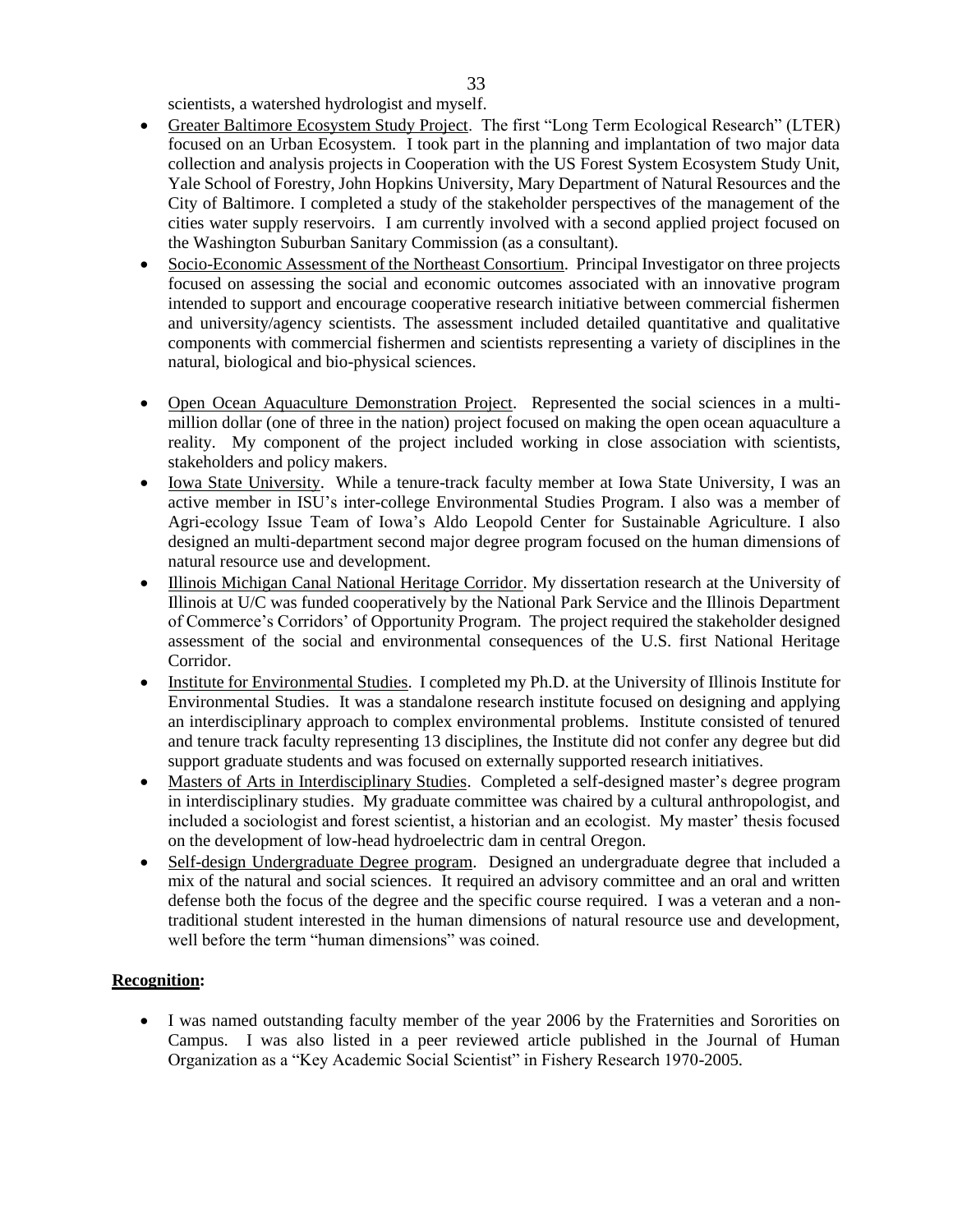scientists, a watershed hydrologist and myself.

- Greater Baltimore Ecosystem Study Project. The first "Long Term Ecological Research" (LTER) focused on an Urban Ecosystem. I took part in the planning and implantation of two major data collection and analysis projects in Cooperation with the US Forest System Ecosystem Study Unit, Yale School of Forestry, John Hopkins University, Mary Department of Natural Resources and the City of Baltimore. I completed a study of the stakeholder perspectives of the management of the cities water supply reservoirs. I am currently involved with a second applied project focused on the Washington Suburban Sanitary Commission (as a consultant).
- Socio-Economic Assessment of the Northeast Consortium. Principal Investigator on three projects focused on assessing the social and economic outcomes associated with an innovative program intended to support and encourage cooperative research initiative between commercial fishermen and university/agency scientists. The assessment included detailed quantitative and qualitative components with commercial fishermen and scientists representing a variety of disciplines in the natural, biological and bio-physical sciences.
- Open Ocean Aquaculture Demonstration Project. Represented the social sciences in a multi-million dollar (one of three in the nation) project focused on making the open ocean aquaculture a reality. My component of the project included working in close association with scientists, stakeholders and policy makers.
- Iowa State University. While a tenure-track faculty member at Iowa State University, I was an active member in ISU's inter-college Environmental Studies Program. I also was a member of Agri-ecology Issue Team of Iowa's Aldo Leopold Center for Sustainable Agriculture. I also designed an multi-department second major degree program focused on the human dimensions of natural resource use and development.
- Illinois Michigan Canal National Heritage Corridor. My dissertation research at the University of Illinois at U/C was funded cooperatively by the National Park Service and the Illinois Department of Commerce's Corridors' of Opportunity Program. The project required the stakeholder designed assessment of the social and environmental consequences of the U.S. first National Heritage Corridor.
- Institute for Environmental Studies. I completed my Ph.D. at the University of Illinois Institute for Environmental Studies. It was a standalone research institute focused on designing and applying an interdisciplinary approach to complex environmental problems. Institute consisted of tenured and tenure track faculty representing 13 disciplines, the Institute did not confer any degree but did support graduate students and was focused on externally supported research initiatives.
- Masters of Arts in Interdisciplinary Studies. Completed a self-designed master's degree program in interdisciplinary studies. My graduate committee was chaired by a cultural anthropologist, and included a sociologist and forest scientist, a historian and an ecologist. My master' thesis focused on the development of low-head hydroelectric dam in central Oregon.
- Self-design Undergraduate Degree program. Designed an undergraduate degree that included a mix of the natural and social sciences. It required an advisory committee and an oral and written defense both the focus of the degree and the specific course required. I was a veteran and a non-traditional student interested in the human dimensions of natural resource use and development, well before the term "human dimensions" was coined.

**Recognition:**

- I was named outstanding faculty member of the year 2006 by the Fraternities and Sororities on Campus. I was also listed in a peer reviewed article published in the Journal of Human Organization as a "Key Academic Social Scientist" in Fishery Research 1970-2005.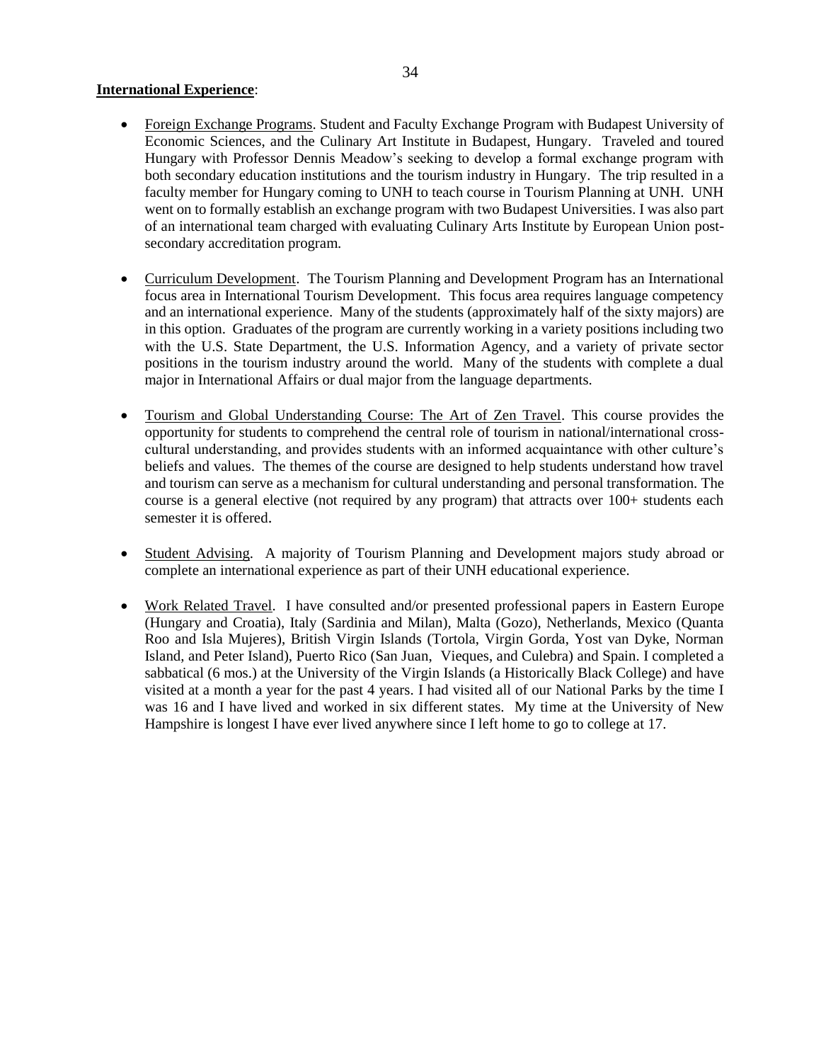**International Experience**:

- Foreign Exchange Programs. Student and Faculty Exchange Program with Budapest University of Economic Sciences, and the Culinary Art Institute in Budapest, Hungary. Traveled and toured Hungary with Professor Dennis Meadow's seeking to develop a formal exchange program with both secondary education institutions and the tourism industry in Hungary. The trip resulted in a faculty member for Hungary coming to UNH to teach course in Tourism Planning at UNH. UNH went on to formally establish an exchange program with two Budapest Universities. I was also part of an international team charged with evaluating Culinary Arts Institute by European Union post-secondary accreditation program.

- Curriculum Development. The Tourism Planning and Development Program has an International focus area in International Tourism Development. This focus area requires language competency and an international experience. Many of the students (approximately half of the sixty majors) are in this option. Graduates of the program are currently working in a variety positions including two with the U.S. State Department, the U.S. Information Agency, and a variety of private sector positions in the tourism industry around the world. Many of the students with complete a dual major in International Affairs or dual major from the language departments.

- Tourism and Global Understanding Course: The Art of Zen Travel. This course provides the opportunity for students to comprehend the central role of tourism in national/international cross-cultural understanding, and provides students with an informed acquaintance with other culture's beliefs and values. The themes of the course are designed to help students understand how travel and tourism can serve as a mechanism for cultural understanding and personal transformation. The course is a general elective (not required by any program) that attracts over 100+ students each semester it is offered.

- Student Advising. A majority of Tourism Planning and Development majors study abroad or complete an international experience as part of their UNH educational experience.

- Work Related Travel. I have consulted and/or presented professional papers in Eastern Europe (Hungary and Croatia), Italy (Sardinia and Milan), Malta (Gozo), Netherlands, Mexico (Quanta Roo and Isla Mujeres), British Virgin Islands (Tortola, Virgin Gorda, Yost van Dyke, Norman Island, and Peter Island), Puerto Rico (San Juan, Vieques, and Culebra) and Spain. I completed a sabbatical (6 mos.) at the University of the Virgin Islands (a Historically Black College) and have visited at a month a year for the past 4 years. I had visited all of our National Parks by the time I was 16 and I have lived and worked in six different states. My time at the University of New Hampshire is longest I have ever lived anywhere since I left home to go to college at 17.